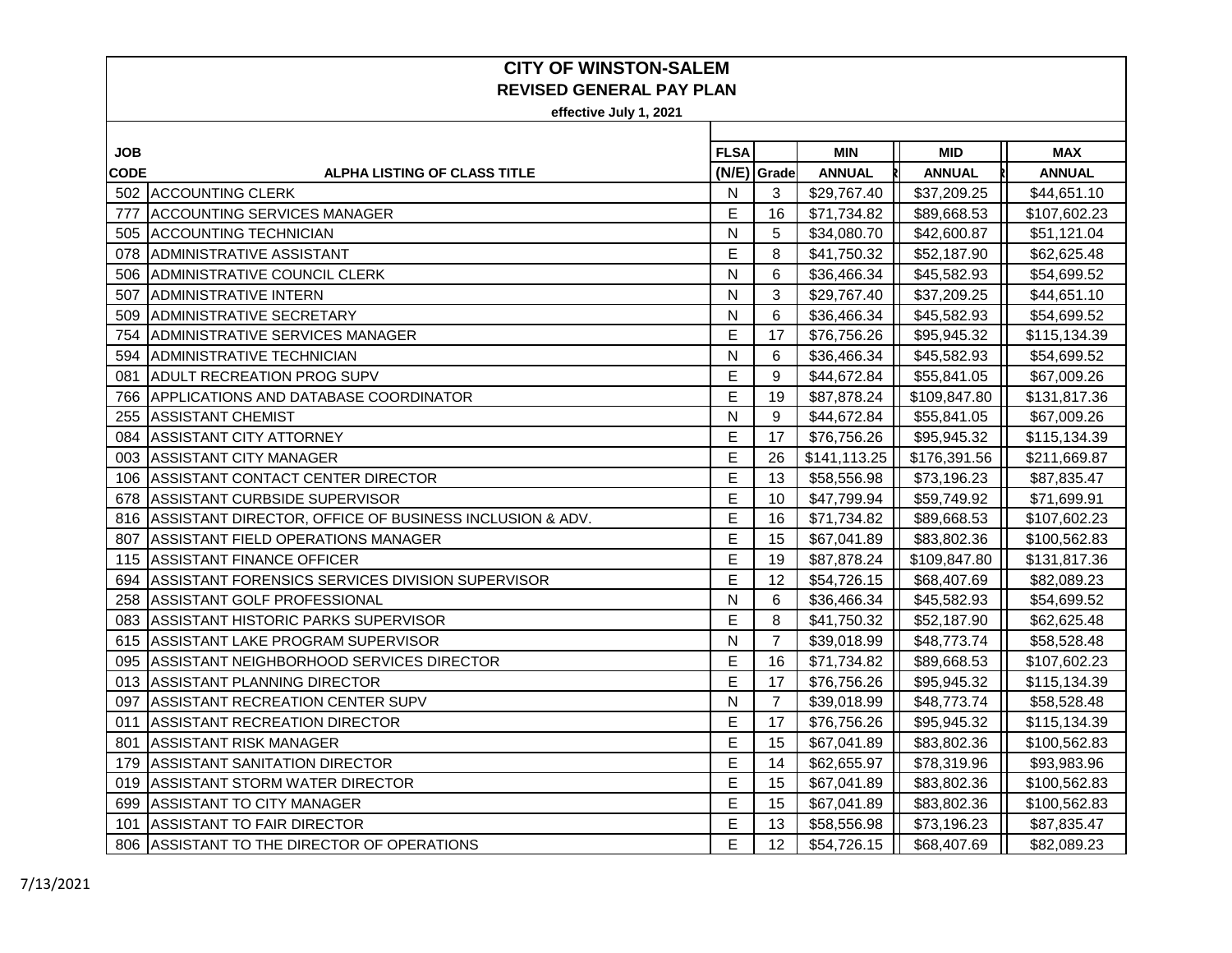# CITY OF WINSTON-SALEM

## REVISED GENERAL PAY PLAN

**effective July 1, 2021**

| JOB CODE | ALPHA LISTING OF CLASS TITLE | FLSA (N/E) | Grade | MIN ANNUAL | MID ANNUAL | MAX ANNUAL |
|---|---|---|---|---|---|---|
| 502 | ACCOUNTING CLERK | N | 3 | $29,767.40 | $37,209.25 | $44,651.10 |
| 777 | ACCOUNTING SERVICES MANAGER | E | 16 | $71,734.82 | $89,668.53 | $107,602.23 |
| 505 | ACCOUNTING TECHNICIAN | N | 5 | $34,080.70 | $42,600.87 | $51,121.04 |
| 078 | ADMINISTRATIVE ASSISTANT | E | 8 | $41,750.32 | $52,187.90 | $62,625.48 |
| 506 | ADMINISTRATIVE COUNCIL CLERK | N | 6 | $36,466.34 | $45,582.93 | $54,699.52 |
| 507 | ADMINISTRATIVE INTERN | N | 3 | $29,767.40 | $37,209.25 | $44,651.10 |
| 509 | ADMINISTRATIVE SECRETARY | N | 6 | $36,466.34 | $45,582.93 | $54,699.52 |
| 754 | ADMINISTRATIVE SERVICES MANAGER | E | 17 | $76,756.26 | $95,945.32 | $115,134.39 |
| 594 | ADMINISTRATIVE TECHNICIAN | N | 6 | $36,466.34 | $45,582.93 | $54,699.52 |
| 081 | ADULT RECREATION PROG SUPV | E | 9 | $44,672.84 | $55,841.05 | $67,009.26 |
| 766 | APPLICATIONS AND DATABASE COORDINATOR | E | 19 | $87,878.24 | $109,847.80 | $131,817.36 |
| 255 | ASSISTANT CHEMIST | N | 9 | $44,672.84 | $55,841.05 | $67,009.26 |
| 084 | ASSISTANT CITY ATTORNEY | E | 17 | $76,756.26 | $95,945.32 | $115,134.39 |
| 003 | ASSISTANT CITY MANAGER | E | 26 | $141,113.25 | $176,391.56 | $211,669.87 |
| 106 | ASSISTANT CONTACT CENTER DIRECTOR | E | 13 | $58,556.98 | $73,196.23 | $87,835.47 |
| 678 | ASSISTANT CURBSIDE SUPERVISOR | E | 10 | $47,799.94 | $59,749.92 | $71,699.91 |
| 816 | ASSISTANT DIRECTOR, OFFICE OF BUSINESS INCLUSION & ADV. | E | 16 | $71,734.82 | $89,668.53 | $107,602.23 |
| 807 | ASSISTANT FIELD OPERATIONS MANAGER | E | 15 | $67,041.89 | $83,802.36 | $100,562.83 |
| 115 | ASSISTANT FINANCE OFFICER | E | 19 | $87,878.24 | $109,847.80 | $131,817.36 |
| 694 | ASSISTANT FORENSICS SERVICES DIVISION SUPERVISOR | E | 12 | $54,726.15 | $68,407.69 | $82,089.23 |
| 258 | ASSISTANT GOLF PROFESSIONAL | N | 6 | $36,466.34 | $45,582.93 | $54,699.52 |
| 083 | ASSISTANT HISTORIC PARKS SUPERVISOR | E | 8 | $41,750.32 | $52,187.90 | $62,625.48 |
| 615 | ASSISTANT LAKE PROGRAM SUPERVISOR | N | 7 | $39,018.99 | $48,773.74 | $58,528.48 |
| 095 | ASSISTANT NEIGHBORHOOD SERVICES DIRECTOR | E | 16 | $71,734.82 | $89,668.53 | $107,602.23 |
| 013 | ASSISTANT PLANNING DIRECTOR | E | 17 | $76,756.26 | $95,945.32 | $115,134.39 |
| 097 | ASSISTANT RECREATION CENTER SUPV | N | 7 | $39,018.99 | $48,773.74 | $58,528.48 |
| 011 | ASSISTANT RECREATION DIRECTOR | E | 17 | $76,756.26 | $95,945.32 | $115,134.39 |
| 801 | ASSISTANT RISK MANAGER | E | 15 | $67,041.89 | $83,802.36 | $100,562.83 |
| 179 | ASSISTANT SANITATION DIRECTOR | E | 14 | $62,655.97 | $78,319.96 | $93,983.96 |
| 019 | ASSISTANT STORM WATER DIRECTOR | E | 15 | $67,041.89 | $83,802.36 | $100,562.83 |
| 699 | ASSISTANT TO CITY MANAGER | E | 15 | $67,041.89 | $83,802.36 | $100,562.83 |
| 101 | ASSISTANT TO FAIR DIRECTOR | E | 13 | $58,556.98 | $73,196.23 | $87,835.47 |
| 806 | ASSISTANT TO THE DIRECTOR OF OPERATIONS | E | 12 | $54,726.15 | $68,407.69 | $82,089.23 |

7/13/2021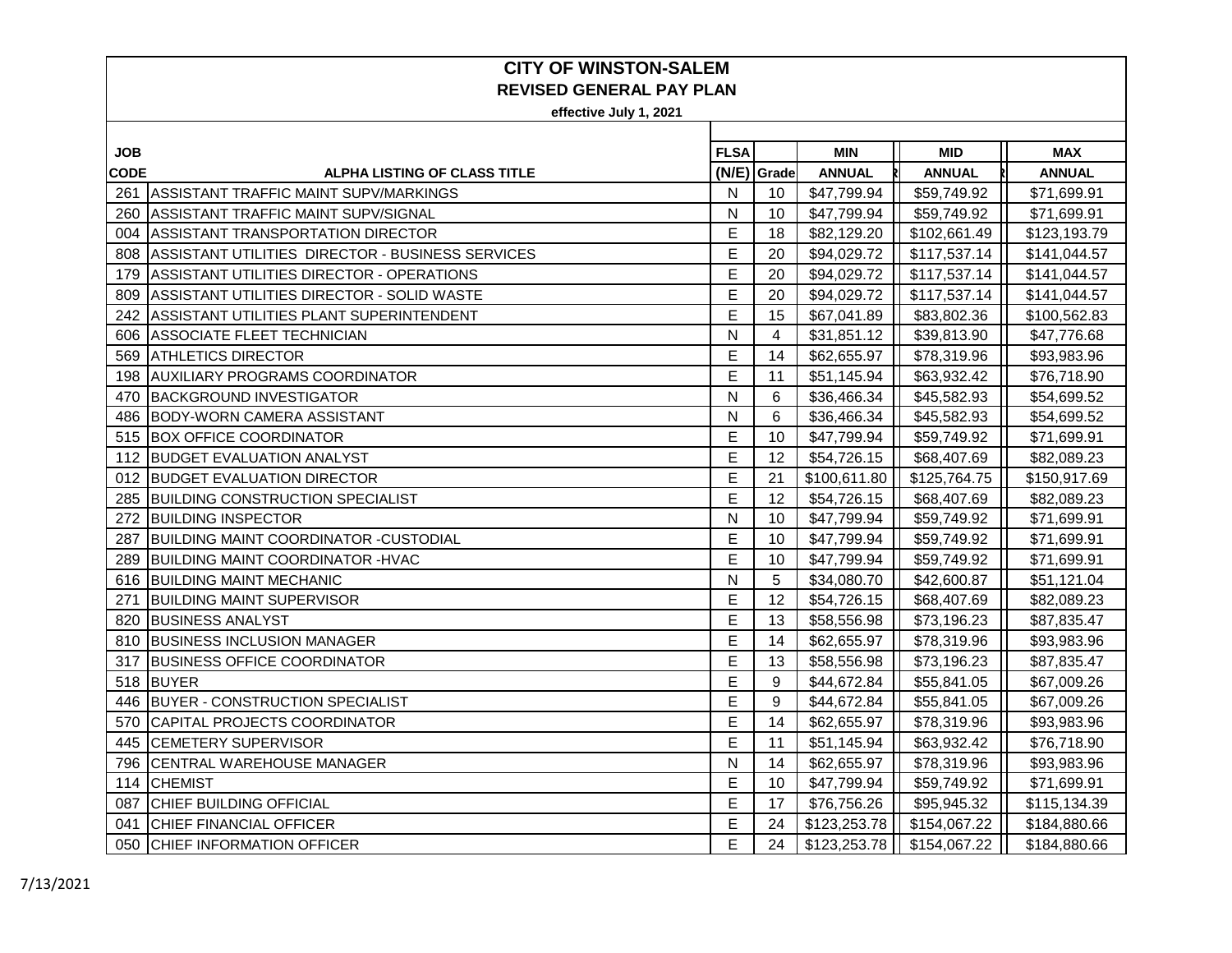# CITY OF WINSTON-SALEM
## REVISED GENERAL PAY PLAN
**effective July 1, 2021**

| JOB CODE | ALPHA LISTING OF CLASS TITLE | FLSA (N/E) | Grade | MIN ANNUAL | MID ANNUAL | MAX ANNUAL |
|---|---|---|---|---|---|---|
| 261 | ASSISTANT TRAFFIC MAINT SUPV/MARKINGS | N | 10 | $47,799.94 | $59,749.92 | $71,699.91 |
| 260 | ASSISTANT TRAFFIC MAINT SUPV/SIGNAL | N | 10 | $47,799.94 | $59,749.92 | $71,699.91 |
| 004 | ASSISTANT TRANSPORTATION DIRECTOR | E | 18 | $82,129.20 | $102,661.49 | $123,193.79 |
| 808 | ASSISTANT UTILITIES DIRECTOR - BUSINESS SERVICES | E | 20 | $94,029.72 | $117,537.14 | $141,044.57 |
| 179 | ASSISTANT UTILITIES DIRECTOR - OPERATIONS | E | 20 | $94,029.72 | $117,537.14 | $141,044.57 |
| 809 | ASSISTANT UTILITIES DIRECTOR - SOLID WASTE | E | 20 | $94,029.72 | $117,537.14 | $141,044.57 |
| 242 | ASSISTANT UTILITIES PLANT SUPERINTENDENT | E | 15 | $67,041.89 | $83,802.36 | $100,562.83 |
| 606 | ASSOCIATE FLEET TECHNICIAN | N | 4 | $31,851.12 | $39,813.90 | $47,776.68 |
| 569 | ATHLETICS DIRECTOR | E | 14 | $62,655.97 | $78,319.96 | $93,983.96 |
| 198 | AUXILIARY PROGRAMS COORDINATOR | E | 11 | $51,145.94 | $63,932.42 | $76,718.90 |
| 470 | BACKGROUND INVESTIGATOR | N | 6 | $36,466.34 | $45,582.93 | $54,699.52 |
| 486 | BODY-WORN CAMERA ASSISTANT | N | 6 | $36,466.34 | $45,582.93 | $54,699.52 |
| 515 | BOX OFFICE COORDINATOR | E | 10 | $47,799.94 | $59,749.92 | $71,699.91 |
| 112 | BUDGET EVALUATION ANALYST | E | 12 | $54,726.15 | $68,407.69 | $82,089.23 |
| 012 | BUDGET EVALUATION DIRECTOR | E | 21 | $100,611.80 | $125,764.75 | $150,917.69 |
| 285 | BUILDING CONSTRUCTION SPECIALIST | E | 12 | $54,726.15 | $68,407.69 | $82,089.23 |
| 272 | BUILDING INSPECTOR | N | 10 | $47,799.94 | $59,749.92 | $71,699.91 |
| 287 | BUILDING MAINT COORDINATOR -CUSTODIAL | E | 10 | $47,799.94 | $59,749.92 | $71,699.91 |
| 289 | BUILDING MAINT COORDINATOR -HVAC | E | 10 | $47,799.94 | $59,749.92 | $71,699.91 |
| 616 | BUILDING MAINT MECHANIC | N | 5 | $34,080.70 | $42,600.87 | $51,121.04 |
| 271 | BUILDING MAINT SUPERVISOR | E | 12 | $54,726.15 | $68,407.69 | $82,089.23 |
| 820 | BUSINESS ANALYST | E | 13 | $58,556.98 | $73,196.23 | $87,835.47 |
| 810 | BUSINESS INCLUSION MANAGER | E | 14 | $62,655.97 | $78,319.96 | $93,983.96 |
| 317 | BUSINESS OFFICE COORDINATOR | E | 13 | $58,556.98 | $73,196.23 | $87,835.47 |
| 518 | BUYER | E | 9 | $44,672.84 | $55,841.05 | $67,009.26 |
| 446 | BUYER - CONSTRUCTION SPECIALIST | E | 9 | $44,672.84 | $55,841.05 | $67,009.26 |
| 570 | CAPITAL PROJECTS COORDINATOR | E | 14 | $62,655.97 | $78,319.96 | $93,983.96 |
| 445 | CEMETERY SUPERVISOR | E | 11 | $51,145.94 | $63,932.42 | $76,718.90 |
| 796 | CENTRAL WAREHOUSE MANAGER | N | 14 | $62,655.97 | $78,319.96 | $93,983.96 |
| 114 | CHEMIST | E | 10 | $47,799.94 | $59,749.92 | $71,699.91 |
| 087 | CHIEF BUILDING OFFICIAL | E | 17 | $76,756.26 | $95,945.32 | $115,134.39 |
| 041 | CHIEF FINANCIAL OFFICER | E | 24 | $123,253.78 | $154,067.22 | $184,880.66 |
| 050 | CHIEF INFORMATION OFFICER | E | 24 | $123,253.78 | $154,067.22 | $184,880.66 |

7/13/2021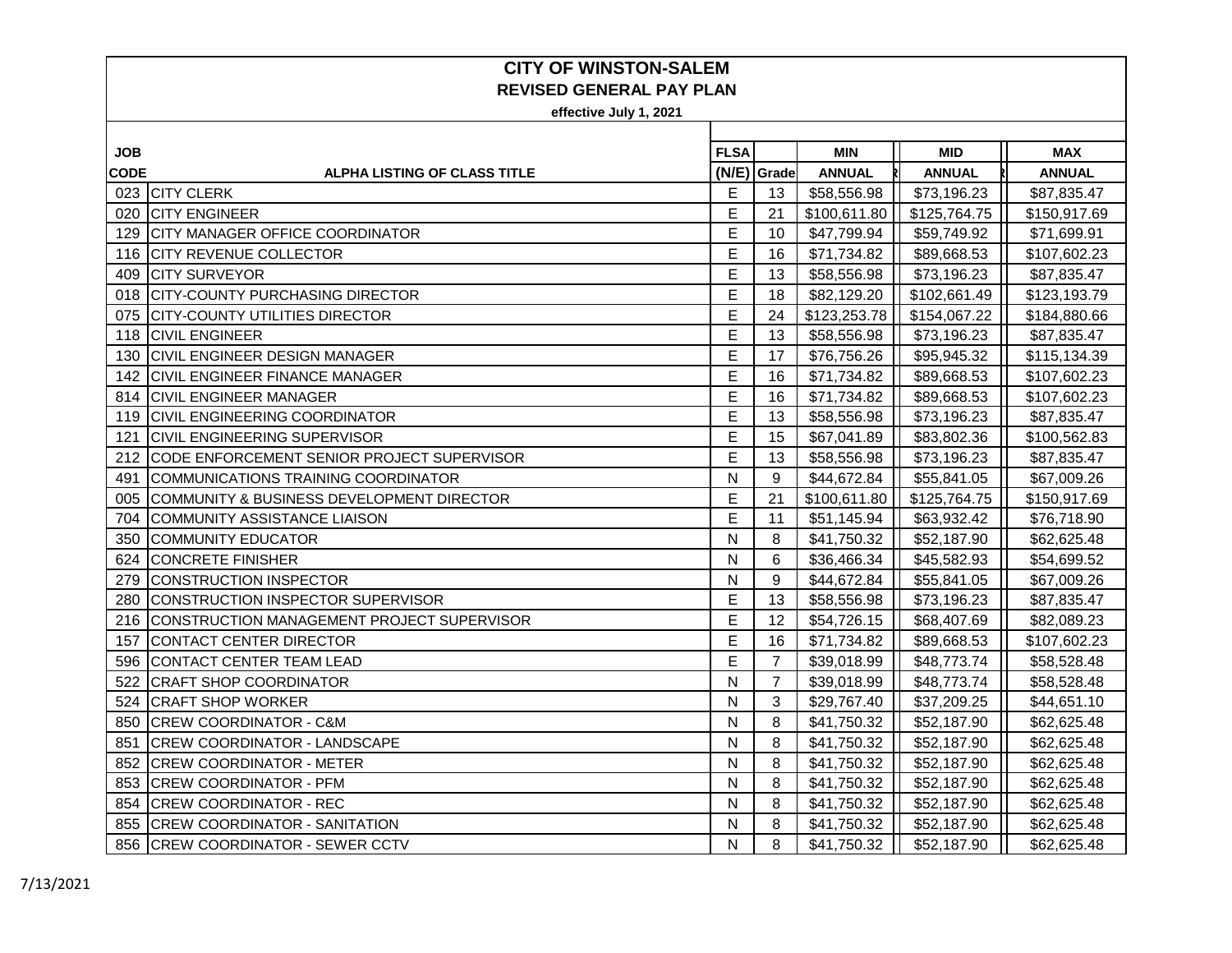# CITY OF WINSTON-SALEM

## REVISED GENERAL PAY PLAN

**effective July 1, 2021**

| JOB CODE | ALPHA LISTING OF CLASS TITLE | FLSA (N/E) | Grade | MIN ANNUAL | MID ANNUAL | MAX ANNUAL |
|---|---|---|---|---|---|---|
| 023 | CITY CLERK | E | 13 | $58,556.98 | $73,196.23 | $87,835.47 |
| 020 | CITY ENGINEER | E | 21 | $100,611.80 | $125,764.75 | $150,917.69 |
| 129 | CITY MANAGER OFFICE COORDINATOR | E | 10 | $47,799.94 | $59,749.92 | $71,699.91 |
| 116 | CITY REVENUE COLLECTOR | E | 16 | $71,734.82 | $89,668.53 | $107,602.23 |
| 409 | CITY SURVEYOR | E | 13 | $58,556.98 | $73,196.23 | $87,835.47 |
| 018 | CITY-COUNTY PURCHASING DIRECTOR | E | 18 | $82,129.20 | $102,661.49 | $123,193.79 |
| 075 | CITY-COUNTY UTILITIES DIRECTOR | E | 24 | $123,253.78 | $154,067.22 | $184,880.66 |
| 118 | CIVIL ENGINEER | E | 13 | $58,556.98 | $73,196.23 | $87,835.47 |
| 130 | CIVIL ENGINEER DESIGN MANAGER | E | 17 | $76,756.26 | $95,945.32 | $115,134.39 |
| 142 | CIVIL ENGINEER FINANCE MANAGER | E | 16 | $71,734.82 | $89,668.53 | $107,602.23 |
| 814 | CIVIL ENGINEER MANAGER | E | 16 | $71,734.82 | $89,668.53 | $107,602.23 |
| 119 | CIVIL ENGINEERING COORDINATOR | E | 13 | $58,556.98 | $73,196.23 | $87,835.47 |
| 121 | CIVIL ENGINEERING SUPERVISOR | E | 15 | $67,041.89 | $83,802.36 | $100,562.83 |
| 212 | CODE ENFORCEMENT SENIOR PROJECT SUPERVISOR | E | 13 | $58,556.98 | $73,196.23 | $87,835.47 |
| 491 | COMMUNICATIONS TRAINING COORDINATOR | N | 9 | $44,672.84 | $55,841.05 | $67,009.26 |
| 005 | COMMUNITY & BUSINESS DEVELOPMENT DIRECTOR | E | 21 | $100,611.80 | $125,764.75 | $150,917.69 |
| 704 | COMMUNITY ASSISTANCE LIAISON | E | 11 | $51,145.94 | $63,932.42 | $76,718.90 |
| 350 | COMMUNITY EDUCATOR | N | 8 | $41,750.32 | $52,187.90 | $62,625.48 |
| 624 | CONCRETE FINISHER | N | 6 | $36,466.34 | $45,582.93 | $54,699.52 |
| 279 | CONSTRUCTION INSPECTOR | N | 9 | $44,672.84 | $55,841.05 | $67,009.26 |
| 280 | CONSTRUCTION INSPECTOR SUPERVISOR | E | 13 | $58,556.98 | $73,196.23 | $87,835.47 |
| 216 | CONSTRUCTION MANAGEMENT PROJECT SUPERVISOR | E | 12 | $54,726.15 | $68,407.69 | $82,089.23 |
| 157 | CONTACT CENTER DIRECTOR | E | 16 | $71,734.82 | $89,668.53 | $107,602.23 |
| 596 | CONTACT CENTER TEAM LEAD | E | 7 | $39,018.99 | $48,773.74 | $58,528.48 |
| 522 | CRAFT SHOP COORDINATOR | N | 7 | $39,018.99 | $48,773.74 | $58,528.48 |
| 524 | CRAFT SHOP WORKER | N | 3 | $29,767.40 | $37,209.25 | $44,651.10 |
| 850 | CREW COORDINATOR - C&M | N | 8 | $41,750.32 | $52,187.90 | $62,625.48 |
| 851 | CREW COORDINATOR - LANDSCAPE | N | 8 | $41,750.32 | $52,187.90 | $62,625.48 |
| 852 | CREW COORDINATOR - METER | N | 8 | $41,750.32 | $52,187.90 | $62,625.48 |
| 853 | CREW COORDINATOR - PFM | N | 8 | $41,750.32 | $52,187.90 | $62,625.48 |
| 854 | CREW COORDINATOR - REC | N | 8 | $41,750.32 | $52,187.90 | $62,625.48 |
| 855 | CREW COORDINATOR - SANITATION | N | 8 | $41,750.32 | $52,187.90 | $62,625.48 |
| 856 | CREW COORDINATOR - SEWER CCTV | N | 8 | $41,750.32 | $52,187.90 | $62,625.48 |

7/13/2021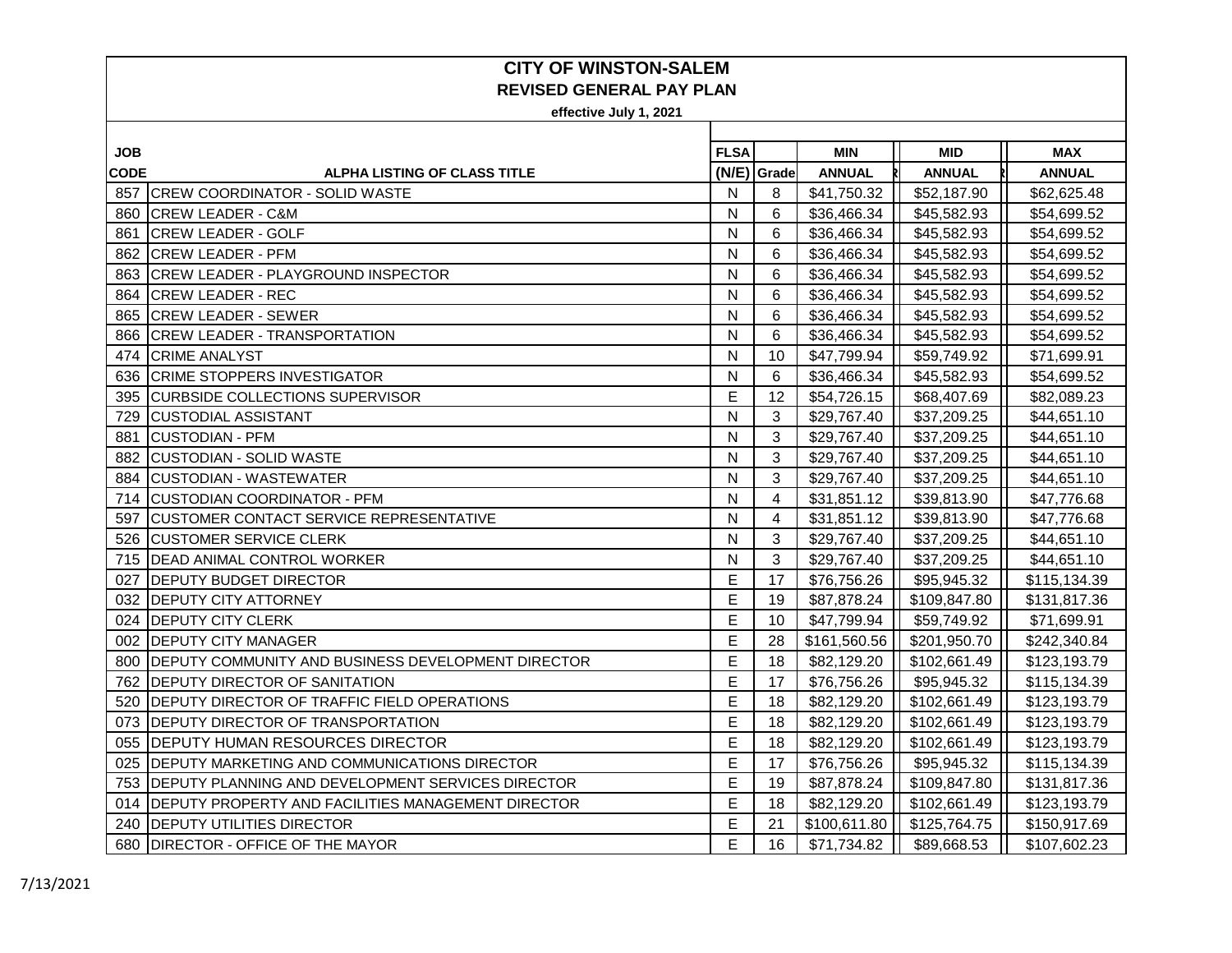# CITY OF WINSTON-SALEM

## REVISED GENERAL PAY PLAN

**effective July 1, 2021**

| JOB CODE | ALPHA LISTING OF CLASS TITLE | FLSA (N/E) | Grade | MIN ANNUAL | MID ANNUAL | MAX ANNUAL |
|---|---|---|---|---|---|---|
| 857 | CREW COORDINATOR - SOLID WASTE | N | 8 | $41,750.32 | $52,187.90 | $62,625.48 |
| 860 | CREW LEADER - C&M | N | 6 | $36,466.34 | $45,582.93 | $54,699.52 |
| 861 | CREW LEADER - GOLF | N | 6 | $36,466.34 | $45,582.93 | $54,699.52 |
| 862 | CREW LEADER - PFM | N | 6 | $36,466.34 | $45,582.93 | $54,699.52 |
| 863 | CREW LEADER - PLAYGROUND INSPECTOR | N | 6 | $36,466.34 | $45,582.93 | $54,699.52 |
| 864 | CREW LEADER - REC | N | 6 | $36,466.34 | $45,582.93 | $54,699.52 |
| 865 | CREW LEADER - SEWER | N | 6 | $36,466.34 | $45,582.93 | $54,699.52 |
| 866 | CREW LEADER - TRANSPORTATION | N | 6 | $36,466.34 | $45,582.93 | $54,699.52 |
| 474 | CRIME ANALYST | N | 10 | $47,799.94 | $59,749.92 | $71,699.91 |
| 636 | CRIME STOPPERS INVESTIGATOR | N | 6 | $36,466.34 | $45,582.93 | $54,699.52 |
| 395 | CURBSIDE COLLECTIONS SUPERVISOR | E | 12 | $54,726.15 | $68,407.69 | $82,089.23 |
| 729 | CUSTODIAL ASSISTANT | N | 3 | $29,767.40 | $37,209.25 | $44,651.10 |
| 881 | CUSTODIAN - PFM | N | 3 | $29,767.40 | $37,209.25 | $44,651.10 |
| 882 | CUSTODIAN - SOLID WASTE | N | 3 | $29,767.40 | $37,209.25 | $44,651.10 |
| 884 | CUSTODIAN - WASTEWATER | N | 3 | $29,767.40 | $37,209.25 | $44,651.10 |
| 714 | CUSTODIAN COORDINATOR - PFM | N | 4 | $31,851.12 | $39,813.90 | $47,776.68 |
| 597 | CUSTOMER CONTACT SERVICE REPRESENTATIVE | N | 4 | $31,851.12 | $39,813.90 | $47,776.68 |
| 526 | CUSTOMER SERVICE CLERK | N | 3 | $29,767.40 | $37,209.25 | $44,651.10 |
| 715 | DEAD ANIMAL CONTROL WORKER | N | 3 | $29,767.40 | $37,209.25 | $44,651.10 |
| 027 | DEPUTY BUDGET DIRECTOR | E | 17 | $76,756.26 | $95,945.32 | $115,134.39 |
| 032 | DEPUTY CITY ATTORNEY | E | 19 | $87,878.24 | $109,847.80 | $131,817.36 |
| 024 | DEPUTY CITY CLERK | E | 10 | $47,799.94 | $59,749.92 | $71,699.91 |
| 002 | DEPUTY CITY MANAGER | E | 28 | $161,560.56 | $201,950.70 | $242,340.84 |
| 800 | DEPUTY COMMUNITY AND BUSINESS DEVELOPMENT DIRECTOR | E | 18 | $82,129.20 | $102,661.49 | $123,193.79 |
| 762 | DEPUTY DIRECTOR OF SANITATION | E | 17 | $76,756.26 | $95,945.32 | $115,134.39 |
| 520 | DEPUTY DIRECTOR OF TRAFFIC FIELD OPERATIONS | E | 18 | $82,129.20 | $102,661.49 | $123,193.79 |
| 073 | DEPUTY DIRECTOR OF TRANSPORTATION | E | 18 | $82,129.20 | $102,661.49 | $123,193.79 |
| 055 | DEPUTY HUMAN RESOURCES DIRECTOR | E | 18 | $82,129.20 | $102,661.49 | $123,193.79 |
| 025 | DEPUTY MARKETING AND COMMUNICATIONS DIRECTOR | E | 17 | $76,756.26 | $95,945.32 | $115,134.39 |
| 753 | DEPUTY PLANNING AND DEVELOPMENT SERVICES DIRECTOR | E | 19 | $87,878.24 | $109,847.80 | $131,817.36 |
| 014 | DEPUTY PROPERTY AND FACILITIES MANAGEMENT DIRECTOR | E | 18 | $82,129.20 | $102,661.49 | $123,193.79 |
| 240 | DEPUTY UTILITIES DIRECTOR | E | 21 | $100,611.80 | $125,764.75 | $150,917.69 |
| 680 | DIRECTOR - OFFICE OF THE MAYOR | E | 16 | $71,734.82 | $89,668.53 | $107,602.23 |

7/13/2021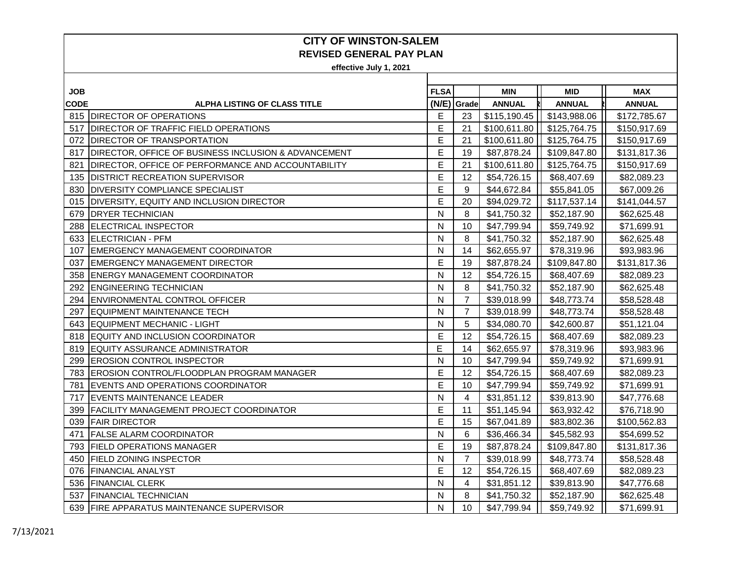# CITY OF WINSTON-SALEM

## REVISED GENERAL PAY PLAN

**effective July 1, 2021**

| JOB CODE | ALPHA LISTING OF CLASS TITLE | FLSA (N/E) | Grade | MIN ANNUAL | MID ANNUAL | MAX ANNUAL |
|---|---|---|---|---|---|---|
| 815 | DIRECTOR OF OPERATIONS | E | 23 | $115,190.45 | $143,988.06 | $172,785.67 |
| 517 | DIRECTOR OF TRAFFIC FIELD OPERATIONS | E | 21 | $100,611.80 | $125,764.75 | $150,917.69 |
| 072 | DIRECTOR OF TRANSPORTATION | E | 21 | $100,611.80 | $125,764.75 | $150,917.69 |
| 817 | DIRECTOR, OFFICE OF BUSINESS INCLUSION & ADVANCEMENT | E | 19 | $87,878.24 | $109,847.80 | $131,817.36 |
| 821 | DIRECTOR, OFFICE OF PERFORMANCE AND ACCOUNTABILITY | E | 21 | $100,611.80 | $125,764.75 | $150,917.69 |
| 135 | DISTRICT RECREATION SUPERVISOR | E | 12 | $54,726.15 | $68,407.69 | $82,089.23 |
| 830 | DIVERSITY COMPLIANCE SPECIALIST | E | 9 | $44,672.84 | $55,841.05 | $67,009.26 |
| 015 | DIVERSITY, EQUITY AND INCLUSION DIRECTOR | E | 20 | $94,029.72 | $117,537.14 | $141,044.57 |
| 679 | DRYER TECHNICIAN | N | 8 | $41,750.32 | $52,187.90 | $62,625.48 |
| 288 | ELECTRICAL INSPECTOR | N | 10 | $47,799.94 | $59,749.92 | $71,699.91 |
| 633 | ELECTRICIAN - PFM | N | 8 | $41,750.32 | $52,187.90 | $62,625.48 |
| 107 | EMERGENCY MANAGEMENT COORDINATOR | N | 14 | $62,655.97 | $78,319.96 | $93,983.96 |
| 037 | EMERGENCY MANAGEMENT DIRECTOR | E | 19 | $87,878.24 | $109,847.80 | $131,817.36 |
| 358 | ENERGY MANAGEMENT COORDINATOR | N | 12 | $54,726.15 | $68,407.69 | $82,089.23 |
| 292 | ENGINEERING TECHNICIAN | N | 8 | $41,750.32 | $52,187.90 | $62,625.48 |
| 294 | ENVIRONMENTAL CONTROL OFFICER | N | 7 | $39,018.99 | $48,773.74 | $58,528.48 |
| 297 | EQUIPMENT MAINTENANCE TECH | N | 7 | $39,018.99 | $48,773.74 | $58,528.48 |
| 643 | EQUIPMENT MECHANIC - LIGHT | N | 5 | $34,080.70 | $42,600.87 | $51,121.04 |
| 818 | EQUITY AND INCLUSION COORDINATOR | E | 12 | $54,726.15 | $68,407.69 | $82,089.23 |
| 819 | EQUITY ASSURANCE ADMINISTRATOR | E | 14 | $62,655.97 | $78,319.96 | $93,983.96 |
| 299 | EROSION CONTROL INSPECTOR | N | 10 | $47,799.94 | $59,749.92 | $71,699.91 |
| 783 | EROSION CONTROL/FLOODPLAN PROGRAM MANAGER | E | 12 | $54,726.15 | $68,407.69 | $82,089.23 |
| 781 | EVENTS AND OPERATIONS COORDINATOR | E | 10 | $47,799.94 | $59,749.92 | $71,699.91 |
| 717 | EVENTS MAINTENANCE LEADER | N | 4 | $31,851.12 | $39,813.90 | $47,776.68 |
| 399 | FACILITY MANAGEMENT PROJECT COORDINATOR | E | 11 | $51,145.94 | $63,932.42 | $76,718.90 |
| 039 | FAIR DIRECTOR | E | 15 | $67,041.89 | $83,802.36 | $100,562.83 |
| 471 | FALSE ALARM COORDINATOR | N | 6 | $36,466.34 | $45,582.93 | $54,699.52 |
| 793 | FIELD OPERATIONS MANAGER | E | 19 | $87,878.24 | $109,847.80 | $131,817.36 |
| 450 | FIELD ZONING INSPECTOR | N | 7 | $39,018.99 | $48,773.74 | $58,528.48 |
| 076 | FINANCIAL ANALYST | E | 12 | $54,726.15 | $68,407.69 | $82,089.23 |
| 536 | FINANCIAL CLERK | N | 4 | $31,851.12 | $39,813.90 | $47,776.68 |
| 537 | FINANCIAL TECHNICIAN | N | 8 | $41,750.32 | $52,187.90 | $62,625.48 |
| 639 | FIRE APPARATUS MAINTENANCE SUPERVISOR | N | 10 | $47,799.94 | $59,749.92 | $71,699.91 |

7/13/2021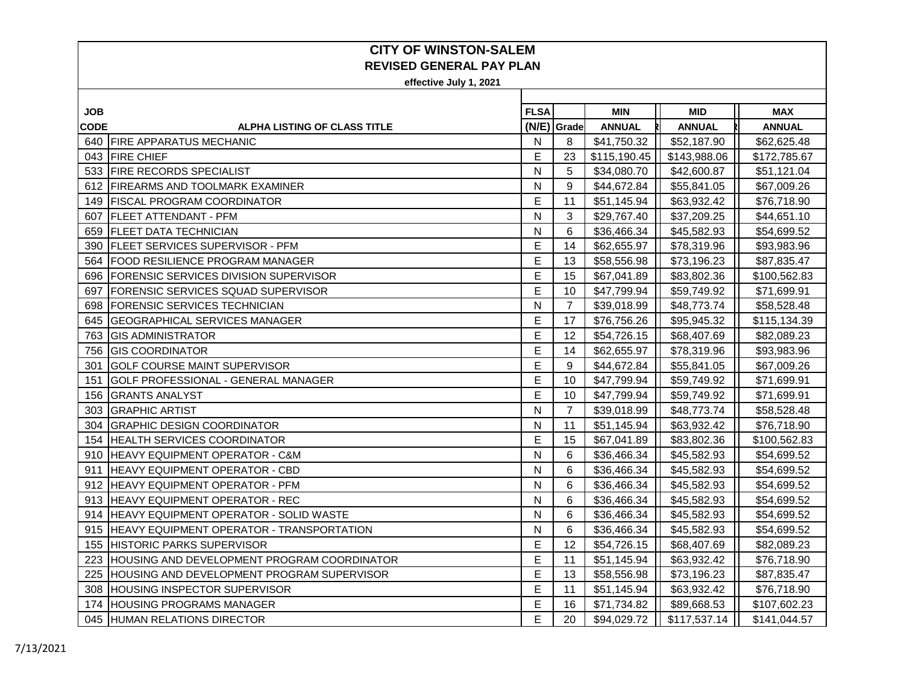# CITY OF WINSTON-SALEM

## REVISED GENERAL PAY PLAN

**effective July 1, 2021**

| JOB CODE | ALPHA LISTING OF CLASS TITLE | FLSA (N/E) | Grade | MIN ANNUAL | MID ANNUAL | MAX ANNUAL |
|---|---|---|---|---|---|---|
| 640 | FIRE APPARATUS MECHANIC | N | 8 | $41,750.32 | $52,187.90 | $62,625.48 |
| 043 | FIRE CHIEF | E | 23 | $115,190.45 | $143,988.06 | $172,785.67 |
| 533 | FIRE RECORDS SPECIALIST | N | 5 | $34,080.70 | $42,600.87 | $51,121.04 |
| 612 | FIREARMS AND TOOLMARK EXAMINER | N | 9 | $44,672.84 | $55,841.05 | $67,009.26 |
| 149 | FISCAL PROGRAM COORDINATOR | E | 11 | $51,145.94 | $63,932.42 | $76,718.90 |
| 607 | FLEET ATTENDANT - PFM | N | 3 | $29,767.40 | $37,209.25 | $44,651.10 |
| 659 | FLEET DATA TECHNICIAN | N | 6 | $36,466.34 | $45,582.93 | $54,699.52 |
| 390 | FLEET SERVICES SUPERVISOR - PFM | E | 14 | $62,655.97 | $78,319.96 | $93,983.96 |
| 564 | FOOD RESILIENCE PROGRAM MANAGER | E | 13 | $58,556.98 | $73,196.23 | $87,835.47 |
| 696 | FORENSIC SERVICES DIVISION SUPERVISOR | E | 15 | $67,041.89 | $83,802.36 | $100,562.83 |
| 697 | FORENSIC SERVICES SQUAD SUPERVISOR | E | 10 | $47,799.94 | $59,749.92 | $71,699.91 |
| 698 | FORENSIC SERVICES TECHNICIAN | N | 7 | $39,018.99 | $48,773.74 | $58,528.48 |
| 645 | GEOGRAPHICAL SERVICES MANAGER | E | 17 | $76,756.26 | $95,945.32 | $115,134.39 |
| 763 | GIS ADMINISTRATOR | E | 12 | $54,726.15 | $68,407.69 | $82,089.23 |
| 756 | GIS COORDINATOR | E | 14 | $62,655.97 | $78,319.96 | $93,983.96 |
| 301 | GOLF COURSE MAINT SUPERVISOR | E | 9 | $44,672.84 | $55,841.05 | $67,009.26 |
| 151 | GOLF PROFESSIONAL - GENERAL MANAGER | E | 10 | $47,799.94 | $59,749.92 | $71,699.91 |
| 156 | GRANTS ANALYST | E | 10 | $47,799.94 | $59,749.92 | $71,699.91 |
| 303 | GRAPHIC ARTIST | N | 7 | $39,018.99 | $48,773.74 | $58,528.48 |
| 304 | GRAPHIC DESIGN COORDINATOR | N | 11 | $51,145.94 | $63,932.42 | $76,718.90 |
| 154 | HEALTH SERVICES COORDINATOR | E | 15 | $67,041.89 | $83,802.36 | $100,562.83 |
| 910 | HEAVY EQUIPMENT OPERATOR - C&M | N | 6 | $36,466.34 | $45,582.93 | $54,699.52 |
| 911 | HEAVY EQUIPMENT OPERATOR - CBD | N | 6 | $36,466.34 | $45,582.93 | $54,699.52 |
| 912 | HEAVY EQUIPMENT OPERATOR - PFM | N | 6 | $36,466.34 | $45,582.93 | $54,699.52 |
| 913 | HEAVY EQUIPMENT OPERATOR - REC | N | 6 | $36,466.34 | $45,582.93 | $54,699.52 |
| 914 | HEAVY EQUIPMENT OPERATOR - SOLID WASTE | N | 6 | $36,466.34 | $45,582.93 | $54,699.52 |
| 915 | HEAVY EQUIPMENT OPERATOR - TRANSPORTATION | N | 6 | $36,466.34 | $45,582.93 | $54,699.52 |
| 155 | HISTORIC PARKS SUPERVISOR | E | 12 | $54,726.15 | $68,407.69 | $82,089.23 |
| 223 | HOUSING AND DEVELOPMENT PROGRAM COORDINATOR | E | 11 | $51,145.94 | $63,932.42 | $76,718.90 |
| 225 | HOUSING AND DEVELOPMENT PROGRAM SUPERVISOR | E | 13 | $58,556.98 | $73,196.23 | $87,835.47 |
| 308 | HOUSING INSPECTOR SUPERVISOR | E | 11 | $51,145.94 | $63,932.42 | $76,718.90 |
| 174 | HOUSING PROGRAMS MANAGER | E | 16 | $71,734.82 | $89,668.53 | $107,602.23 |
| 045 | HUMAN RELATIONS DIRECTOR | E | 20 | $94,029.72 | $117,537.14 | $141,044.57 |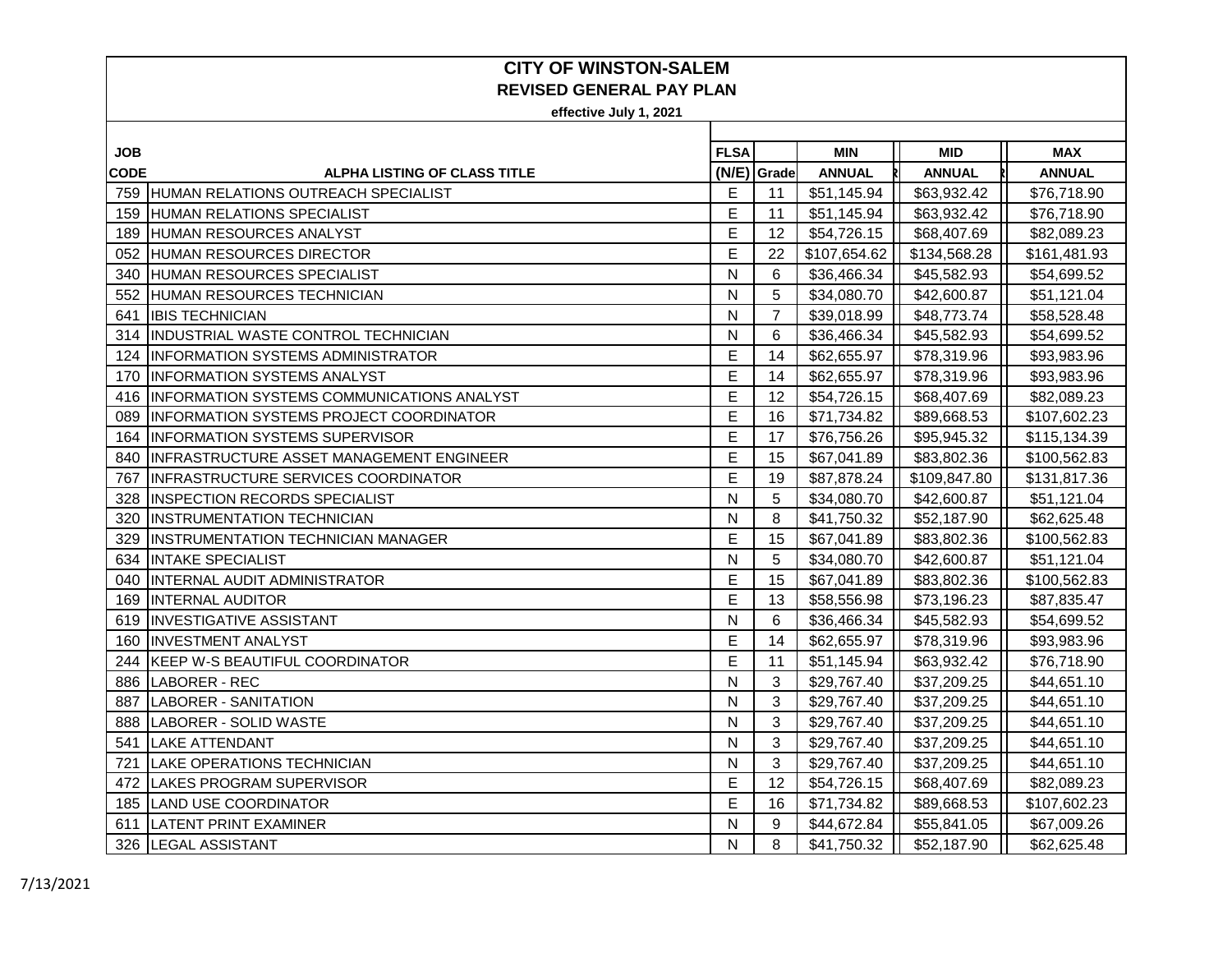# CITY OF WINSTON-SALEM

## REVISED GENERAL PAY PLAN

**effective July 1, 2021**

| JOB CODE | ALPHA LISTING OF CLASS TITLE | FLSA (N/E) | Grade | MIN ANNUAL | MID ANNUAL | MAX ANNUAL |
|---|---|---|---|---|---|---|
| 759 | HUMAN RELATIONS OUTREACH SPECIALIST | E | 11 | $51,145.94 | $63,932.42 | $76,718.90 |
| 159 | HUMAN RELATIONS SPECIALIST | E | 11 | $51,145.94 | $63,932.42 | $76,718.90 |
| 189 | HUMAN RESOURCES ANALYST | E | 12 | $54,726.15 | $68,407.69 | $82,089.23 |
| 052 | HUMAN RESOURCES DIRECTOR | E | 22 | $107,654.62 | $134,568.28 | $161,481.93 |
| 340 | HUMAN RESOURCES SPECIALIST | N | 6 | $36,466.34 | $45,582.93 | $54,699.52 |
| 552 | HUMAN RESOURCES TECHNICIAN | N | 5 | $34,080.70 | $42,600.87 | $51,121.04 |
| 641 | IBIS TECHNICIAN | N | 7 | $39,018.99 | $48,773.74 | $58,528.48 |
| 314 | INDUSTRIAL WASTE CONTROL TECHNICIAN | N | 6 | $36,466.34 | $45,582.93 | $54,699.52 |
| 124 | INFORMATION SYSTEMS ADMINISTRATOR | E | 14 | $62,655.97 | $78,319.96 | $93,983.96 |
| 170 | INFORMATION SYSTEMS ANALYST | E | 14 | $62,655.97 | $78,319.96 | $93,983.96 |
| 416 | INFORMATION SYSTEMS COMMUNICATIONS ANALYST | E | 12 | $54,726.15 | $68,407.69 | $82,089.23 |
| 089 | INFORMATION SYSTEMS PROJECT COORDINATOR | E | 16 | $71,734.82 | $89,668.53 | $107,602.23 |
| 164 | INFORMATION SYSTEMS SUPERVISOR | E | 17 | $76,756.26 | $95,945.32 | $115,134.39 |
| 840 | INFRASTRUCTURE ASSET MANAGEMENT ENGINEER | E | 15 | $67,041.89 | $83,802.36 | $100,562.83 |
| 767 | INFRASTRUCTURE SERVICES COORDINATOR | E | 19 | $87,878.24 | $109,847.80 | $131,817.36 |
| 328 | INSPECTION RECORDS SPECIALIST | N | 5 | $34,080.70 | $42,600.87 | $51,121.04 |
| 320 | INSTRUMENTATION TECHNICIAN | N | 8 | $41,750.32 | $52,187.90 | $62,625.48 |
| 329 | INSTRUMENTATION TECHNICIAN MANAGER | E | 15 | $67,041.89 | $83,802.36 | $100,562.83 |
| 634 | INTAKE SPECIALIST | N | 5 | $34,080.70 | $42,600.87 | $51,121.04 |
| 040 | INTERNAL AUDIT ADMINISTRATOR | E | 15 | $67,041.89 | $83,802.36 | $100,562.83 |
| 169 | INTERNAL AUDITOR | E | 13 | $58,556.98 | $73,196.23 | $87,835.47 |
| 619 | INVESTIGATIVE ASSISTANT | N | 6 | $36,466.34 | $45,582.93 | $54,699.52 |
| 160 | INVESTMENT ANALYST | E | 14 | $62,655.97 | $78,319.96 | $93,983.96 |
| 244 | KEEP W-S BEAUTIFUL COORDINATOR | E | 11 | $51,145.94 | $63,932.42 | $76,718.90 |
| 886 | LABORER - REC | N | 3 | $29,767.40 | $37,209.25 | $44,651.10 |
| 887 | LABORER - SANITATION | N | 3 | $29,767.40 | $37,209.25 | $44,651.10 |
| 888 | LABORER - SOLID WASTE | N | 3 | $29,767.40 | $37,209.25 | $44,651.10 |
| 541 | LAKE ATTENDANT | N | 3 | $29,767.40 | $37,209.25 | $44,651.10 |
| 721 | LAKE OPERATIONS TECHNICIAN | N | 3 | $29,767.40 | $37,209.25 | $44,651.10 |
| 472 | LAKES PROGRAM SUPERVISOR | E | 12 | $54,726.15 | $68,407.69 | $82,089.23 |
| 185 | LAND USE COORDINATOR | E | 16 | $71,734.82 | $89,668.53 | $107,602.23 |
| 611 | LATENT PRINT EXAMINER | N | 9 | $44,672.84 | $55,841.05 | $67,009.26 |
| 326 | LEGAL ASSISTANT | N | 8 | $41,750.32 | $52,187.90 | $62,625.48 |

7/13/2021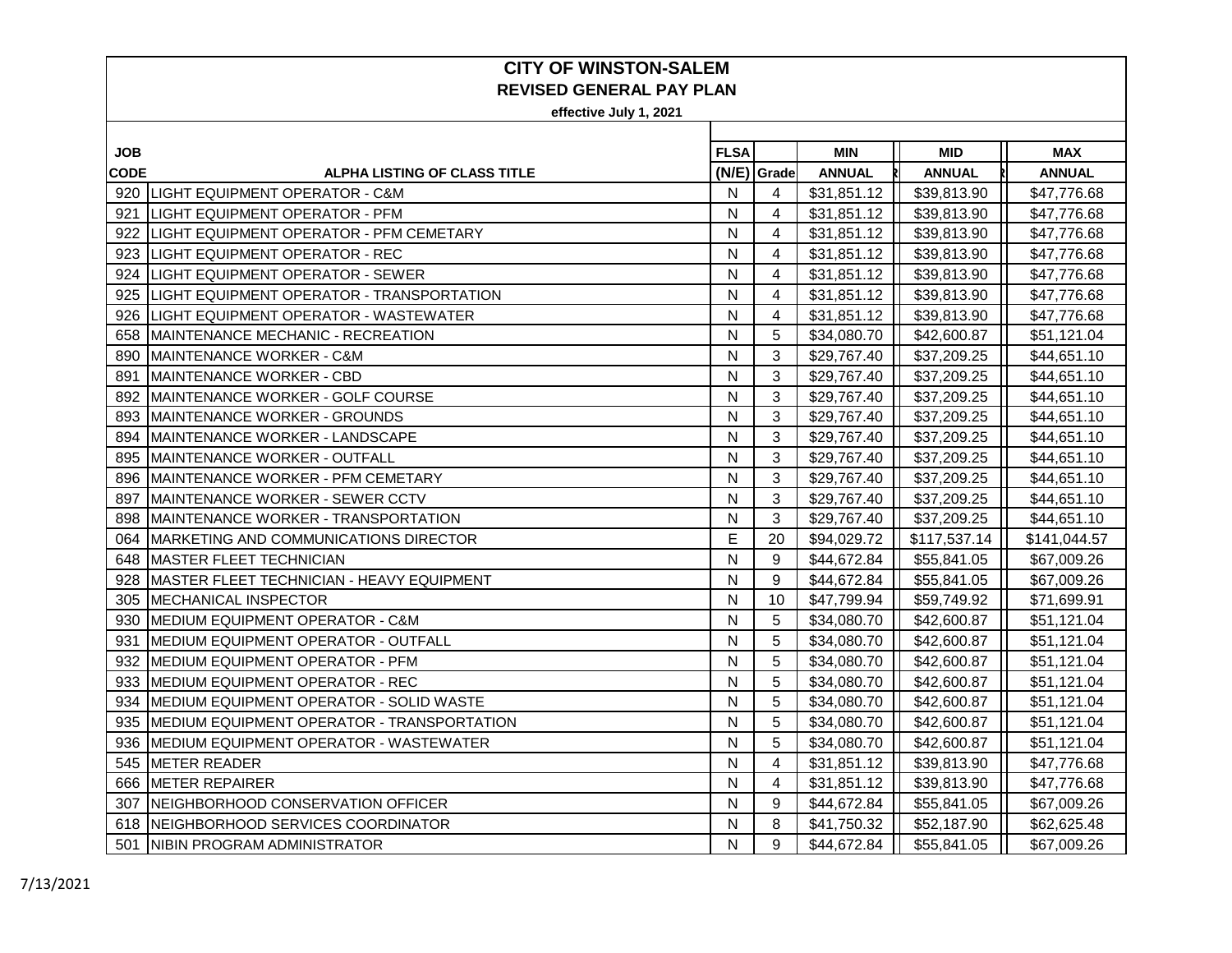# CITY OF WINSTON-SALEM

## REVISED GENERAL PAY PLAN

**effective July 1, 2021**

| JOB CODE | ALPHA LISTING OF CLASS TITLE | FLSA (N/E) | Grade | MIN ANNUAL | MID ANNUAL | MAX ANNUAL |
|---|---|---|---|---|---|---|
| 920 | LIGHT EQUIPMENT OPERATOR - C&M | N | 4 | $31,851.12 | $39,813.90 | $47,776.68 |
| 921 | LIGHT EQUIPMENT OPERATOR - PFM | N | 4 | $31,851.12 | $39,813.90 | $47,776.68 |
| 922 | LIGHT EQUIPMENT OPERATOR - PFM CEMETARY | N | 4 | $31,851.12 | $39,813.90 | $47,776.68 |
| 923 | LIGHT EQUIPMENT OPERATOR - REC | N | 4 | $31,851.12 | $39,813.90 | $47,776.68 |
| 924 | LIGHT EQUIPMENT OPERATOR - SEWER | N | 4 | $31,851.12 | $39,813.90 | $47,776.68 |
| 925 | LIGHT EQUIPMENT OPERATOR - TRANSPORTATION | N | 4 | $31,851.12 | $39,813.90 | $47,776.68 |
| 926 | LIGHT EQUIPMENT OPERATOR - WASTEWATER | N | 4 | $31,851.12 | $39,813.90 | $47,776.68 |
| 658 | MAINTENANCE MECHANIC - RECREATION | N | 5 | $34,080.70 | $42,600.87 | $51,121.04 |
| 890 | MAINTENANCE WORKER - C&M | N | 3 | $29,767.40 | $37,209.25 | $44,651.10 |
| 891 | MAINTENANCE WORKER - CBD | N | 3 | $29,767.40 | $37,209.25 | $44,651.10 |
| 892 | MAINTENANCE WORKER - GOLF COURSE | N | 3 | $29,767.40 | $37,209.25 | $44,651.10 |
| 893 | MAINTENANCE WORKER - GROUNDS | N | 3 | $29,767.40 | $37,209.25 | $44,651.10 |
| 894 | MAINTENANCE WORKER - LANDSCAPE | N | 3 | $29,767.40 | $37,209.25 | $44,651.10 |
| 895 | MAINTENANCE WORKER - OUTFALL | N | 3 | $29,767.40 | $37,209.25 | $44,651.10 |
| 896 | MAINTENANCE WORKER - PFM CEMETARY | N | 3 | $29,767.40 | $37,209.25 | $44,651.10 |
| 897 | MAINTENANCE WORKER - SEWER CCTV | N | 3 | $29,767.40 | $37,209.25 | $44,651.10 |
| 898 | MAINTENANCE WORKER - TRANSPORTATION | N | 3 | $29,767.40 | $37,209.25 | $44,651.10 |
| 064 | MARKETING AND COMMUNICATIONS DIRECTOR | E | 20 | $94,029.72 | $117,537.14 | $141,044.57 |
| 648 | MASTER FLEET TECHNICIAN | N | 9 | $44,672.84 | $55,841.05 | $67,009.26 |
| 928 | MASTER FLEET TECHNICIAN - HEAVY EQUIPMENT | N | 9 | $44,672.84 | $55,841.05 | $67,009.26 |
| 305 | MECHANICAL INSPECTOR | N | 10 | $47,799.94 | $59,749.92 | $71,699.91 |
| 930 | MEDIUM EQUIPMENT OPERATOR - C&M | N | 5 | $34,080.70 | $42,600.87 | $51,121.04 |
| 931 | MEDIUM EQUIPMENT OPERATOR - OUTFALL | N | 5 | $34,080.70 | $42,600.87 | $51,121.04 |
| 932 | MEDIUM EQUIPMENT OPERATOR - PFM | N | 5 | $34,080.70 | $42,600.87 | $51,121.04 |
| 933 | MEDIUM EQUIPMENT OPERATOR - REC | N | 5 | $34,080.70 | $42,600.87 | $51,121.04 |
| 934 | MEDIUM EQUIPMENT OPERATOR - SOLID WASTE | N | 5 | $34,080.70 | $42,600.87 | $51,121.04 |
| 935 | MEDIUM EQUIPMENT OPERATOR - TRANSPORTATION | N | 5 | $34,080.70 | $42,600.87 | $51,121.04 |
| 936 | MEDIUM EQUIPMENT OPERATOR - WASTEWATER | N | 5 | $34,080.70 | $42,600.87 | $51,121.04 |
| 545 | METER READER | N | 4 | $31,851.12 | $39,813.90 | $47,776.68 |
| 666 | METER REPAIRER | N | 4 | $31,851.12 | $39,813.90 | $47,776.68 |
| 307 | NEIGHBORHOOD CONSERVATION OFFICER | N | 9 | $44,672.84 | $55,841.05 | $67,009.26 |
| 618 | NEIGHBORHOOD SERVICES COORDINATOR | N | 8 | $41,750.32 | $52,187.90 | $62,625.48 |
| 501 | NIBIN PROGRAM ADMINISTRATOR | N | 9 | $44,672.84 | $55,841.05 | $67,009.26 |

7/13/2021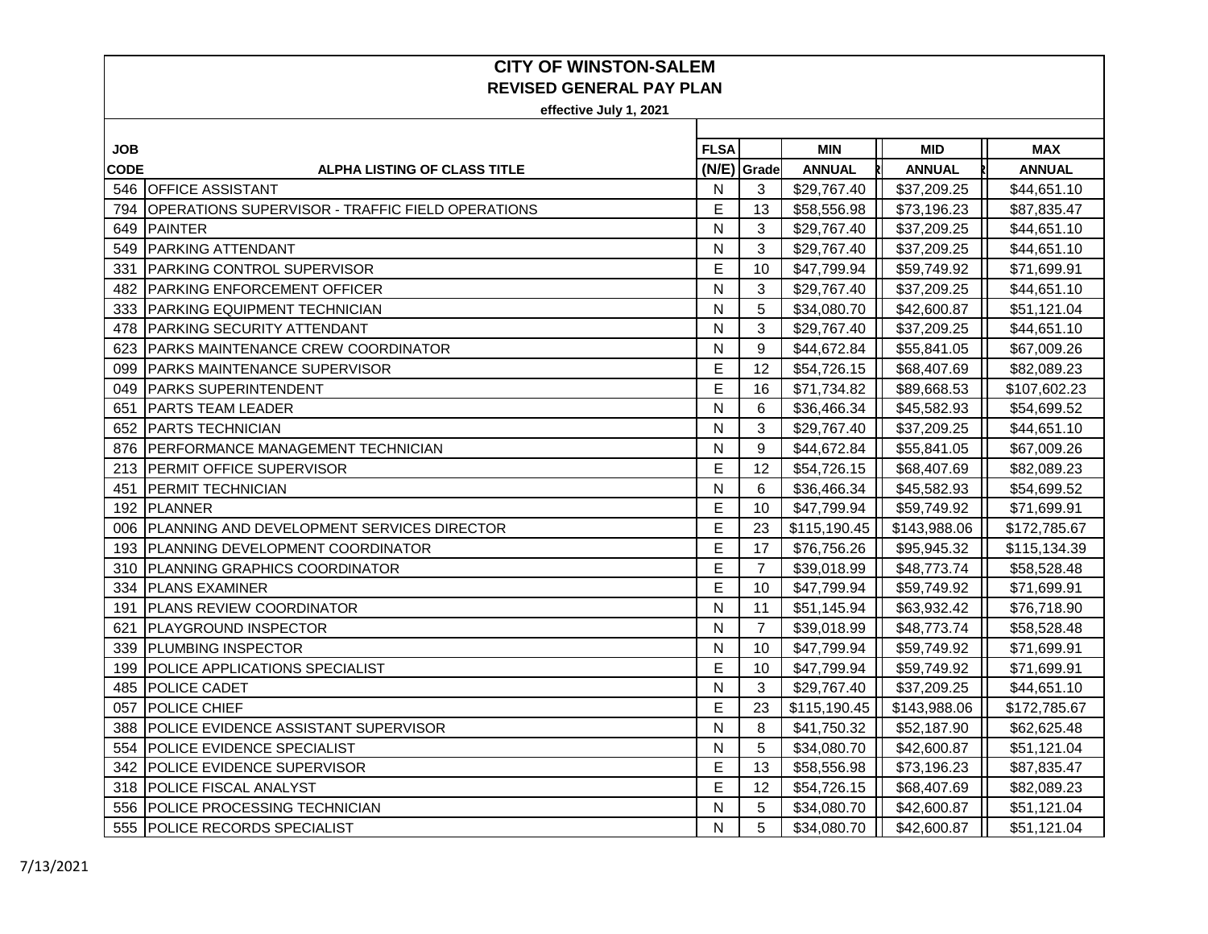# CITY OF WINSTON-SALEM

## REVISED GENERAL PAY PLAN

**effective July 1, 2021**

| JOB CODE | ALPHA LISTING OF CLASS TITLE | FLSA (N/E) | Grade | MIN ANNUAL | MID ANNUAL | MAX ANNUAL |
|---|---|---|---|---|---|---|
| 546 | OFFICE ASSISTANT | N | 3 | $29,767.40 | $37,209.25 | $44,651.10 |
| 794 | OPERATIONS SUPERVISOR - TRAFFIC FIELD OPERATIONS | E | 13 | $58,556.98 | $73,196.23 | $87,835.47 |
| 649 | PAINTER | N | 3 | $29,767.40 | $37,209.25 | $44,651.10 |
| 549 | PARKING ATTENDANT | N | 3 | $29,767.40 | $37,209.25 | $44,651.10 |
| 331 | PARKING CONTROL SUPERVISOR | E | 10 | $47,799.94 | $59,749.92 | $71,699.91 |
| 482 | PARKING ENFORCEMENT OFFICER | N | 3 | $29,767.40 | $37,209.25 | $44,651.10 |
| 333 | PARKING EQUIPMENT TECHNICIAN | N | 5 | $34,080.70 | $42,600.87 | $51,121.04 |
| 478 | PARKING SECURITY ATTENDANT | N | 3 | $29,767.40 | $37,209.25 | $44,651.10 |
| 623 | PARKS MAINTENANCE CREW COORDINATOR | N | 9 | $44,672.84 | $55,841.05 | $67,009.26 |
| 099 | PARKS MAINTENANCE SUPERVISOR | E | 12 | $54,726.15 | $68,407.69 | $82,089.23 |
| 049 | PARKS SUPERINTENDENT | E | 16 | $71,734.82 | $89,668.53 | $107,602.23 |
| 651 | PARTS TEAM LEADER | N | 6 | $36,466.34 | $45,582.93 | $54,699.52 |
| 652 | PARTS TECHNICIAN | N | 3 | $29,767.40 | $37,209.25 | $44,651.10 |
| 876 | PERFORMANCE MANAGEMENT TECHNICIAN | N | 9 | $44,672.84 | $55,841.05 | $67,009.26 |
| 213 | PERMIT OFFICE SUPERVISOR | E | 12 | $54,726.15 | $68,407.69 | $82,089.23 |
| 451 | PERMIT TECHNICIAN | N | 6 | $36,466.34 | $45,582.93 | $54,699.52 |
| 192 | PLANNER | E | 10 | $47,799.94 | $59,749.92 | $71,699.91 |
| 006 | PLANNING AND DEVELOPMENT SERVICES DIRECTOR | E | 23 | $115,190.45 | $143,988.06 | $172,785.67 |
| 193 | PLANNING DEVELOPMENT COORDINATOR | E | 17 | $76,756.26 | $95,945.32 | $115,134.39 |
| 310 | PLANNING GRAPHICS COORDINATOR | E | 7 | $39,018.99 | $48,773.74 | $58,528.48 |
| 334 | PLANS EXAMINER | E | 10 | $47,799.94 | $59,749.92 | $71,699.91 |
| 191 | PLANS REVIEW COORDINATOR | N | 11 | $51,145.94 | $63,932.42 | $76,718.90 |
| 621 | PLAYGROUND INSPECTOR | N | 7 | $39,018.99 | $48,773.74 | $58,528.48 |
| 339 | PLUMBING INSPECTOR | N | 10 | $47,799.94 | $59,749.92 | $71,699.91 |
| 199 | POLICE APPLICATIONS SPECIALIST | E | 10 | $47,799.94 | $59,749.92 | $71,699.91 |
| 485 | POLICE CADET | N | 3 | $29,767.40 | $37,209.25 | $44,651.10 |
| 057 | POLICE CHIEF | E | 23 | $115,190.45 | $143,988.06 | $172,785.67 |
| 388 | POLICE EVIDENCE ASSISTANT SUPERVISOR | N | 8 | $41,750.32 | $52,187.90 | $62,625.48 |
| 554 | POLICE EVIDENCE SPECIALIST | N | 5 | $34,080.70 | $42,600.87 | $51,121.04 |
| 342 | POLICE EVIDENCE SUPERVISOR | E | 13 | $58,556.98 | $73,196.23 | $87,835.47 |
| 318 | POLICE FISCAL ANALYST | E | 12 | $54,726.15 | $68,407.69 | $82,089.23 |
| 556 | POLICE PROCESSING TECHNICIAN | N | 5 | $34,080.70 | $42,600.87 | $51,121.04 |
| 555 | POLICE RECORDS SPECIALIST | N | 5 | $34,080.70 | $42,600.87 | $51,121.04 |

7/13/2021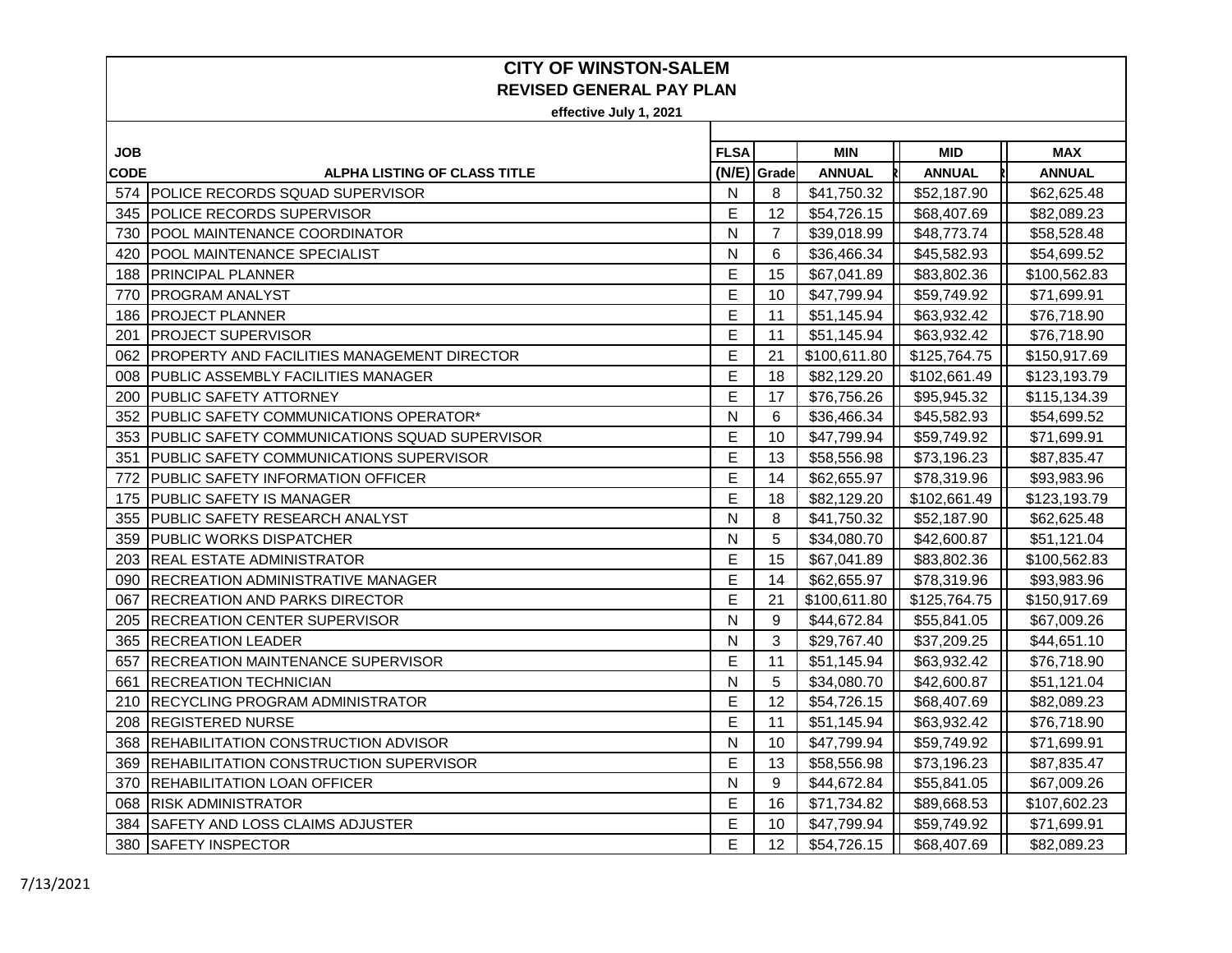# CITY OF WINSTON-SALEM

## REVISED GENERAL PAY PLAN

**effective July 1, 2021**

| JOB CODE | ALPHA LISTING OF CLASS TITLE | FLSA (N/E) | Grade | MIN ANNUAL | MID ANNUAL | MAX ANNUAL |
|---|---|---|---|---|---|---|
| 574 | POLICE RECORDS SQUAD SUPERVISOR | N | 8 | $41,750.32 | $52,187.90 | $62,625.48 |
| 345 | POLICE RECORDS SUPERVISOR | E | 12 | $54,726.15 | $68,407.69 | $82,089.23 |
| 730 | POOL MAINTENANCE COORDINATOR | N | 7 | $39,018.99 | $48,773.74 | $58,528.48 |
| 420 | POOL MAINTENANCE SPECIALIST | N | 6 | $36,466.34 | $45,582.93 | $54,699.52 |
| 188 | PRINCIPAL PLANNER | E | 15 | $67,041.89 | $83,802.36 | $100,562.83 |
| 770 | PROGRAM ANALYST | E | 10 | $47,799.94 | $59,749.92 | $71,699.91 |
| 186 | PROJECT PLANNER | E | 11 | $51,145.94 | $63,932.42 | $76,718.90 |
| 201 | PROJECT SUPERVISOR | E | 11 | $51,145.94 | $63,932.42 | $76,718.90 |
| 062 | PROPERTY AND FACILITIES MANAGEMENT DIRECTOR | E | 21 | $100,611.80 | $125,764.75 | $150,917.69 |
| 008 | PUBLIC ASSEMBLY FACILITIES MANAGER | E | 18 | $82,129.20 | $102,661.49 | $123,193.79 |
| 200 | PUBLIC SAFETY ATTORNEY | E | 17 | $76,756.26 | $95,945.32 | $115,134.39 |
| 352 | PUBLIC SAFETY COMMUNICATIONS OPERATOR* | N | 6 | $36,466.34 | $45,582.93 | $54,699.52 |
| 353 | PUBLIC SAFETY COMMUNICATIONS SQUAD SUPERVISOR | E | 10 | $47,799.94 | $59,749.92 | $71,699.91 |
| 351 | PUBLIC SAFETY COMMUNICATIONS SUPERVISOR | E | 13 | $58,556.98 | $73,196.23 | $87,835.47 |
| 772 | PUBLIC SAFETY INFORMATION OFFICER | E | 14 | $62,655.97 | $78,319.96 | $93,983.96 |
| 175 | PUBLIC SAFETY IS MANAGER | E | 18 | $82,129.20 | $102,661.49 | $123,193.79 |
| 355 | PUBLIC SAFETY RESEARCH ANALYST | N | 8 | $41,750.32 | $52,187.90 | $62,625.48 |
| 359 | PUBLIC WORKS DISPATCHER | N | 5 | $34,080.70 | $42,600.87 | $51,121.04 |
| 203 | REAL ESTATE ADMINISTRATOR | E | 15 | $67,041.89 | $83,802.36 | $100,562.83 |
| 090 | RECREATION ADMINISTRATIVE MANAGER | E | 14 | $62,655.97 | $78,319.96 | $93,983.96 |
| 067 | RECREATION AND PARKS DIRECTOR | E | 21 | $100,611.80 | $125,764.75 | $150,917.69 |
| 205 | RECREATION CENTER SUPERVISOR | N | 9 | $44,672.84 | $55,841.05 | $67,009.26 |
| 365 | RECREATION LEADER | N | 3 | $29,767.40 | $37,209.25 | $44,651.10 |
| 657 | RECREATION MAINTENANCE SUPERVISOR | E | 11 | $51,145.94 | $63,932.42 | $76,718.90 |
| 661 | RECREATION TECHNICIAN | N | 5 | $34,080.70 | $42,600.87 | $51,121.04 |
| 210 | RECYCLING PROGRAM ADMINISTRATOR | E | 12 | $54,726.15 | $68,407.69 | $82,089.23 |
| 208 | REGISTERED NURSE | E | 11 | $51,145.94 | $63,932.42 | $76,718.90 |
| 368 | REHABILITATION CONSTRUCTION ADVISOR | N | 10 | $47,799.94 | $59,749.92 | $71,699.91 |
| 369 | REHABILITATION CONSTRUCTION SUPERVISOR | E | 13 | $58,556.98 | $73,196.23 | $87,835.47 |
| 370 | REHABILITATION LOAN OFFICER | N | 9 | $44,672.84 | $55,841.05 | $67,009.26 |
| 068 | RISK ADMINISTRATOR | E | 16 | $71,734.82 | $89,668.53 | $107,602.23 |
| 384 | SAFETY AND LOSS CLAIMS ADJUSTER | E | 10 | $47,799.94 | $59,749.92 | $71,699.91 |
| 380 | SAFETY INSPECTOR | E | 12 | $54,726.15 | $68,407.69 | $82,089.23 |

7/13/2021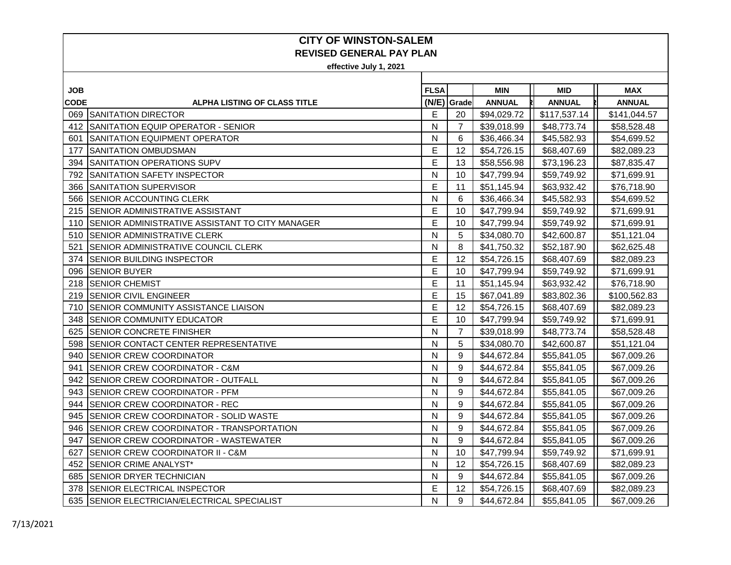# CITY OF WINSTON-SALEM

## REVISED GENERAL PAY PLAN

**effective July 1, 2021**

| JOB CODE | ALPHA LISTING OF CLASS TITLE | FLSA (N/E) | Grade | MIN ANNUAL | MID ANNUAL | MAX ANNUAL |
|---|---|---|---|---|---|---|
| 069 | SANITATION DIRECTOR | E | 20 | $94,029.72 | $117,537.14 | $141,044.57 |
| 412 | SANITATION EQUIP OPERATOR - SENIOR | N | 7 | $39,018.99 | $48,773.74 | $58,528.48 |
| 601 | SANITATION EQUIPMENT OPERATOR | N | 6 | $36,466.34 | $45,582.93 | $54,699.52 |
| 177 | SANITATION OMBUDSMAN | E | 12 | $54,726.15 | $68,407.69 | $82,089.23 |
| 394 | SANITATION OPERATIONS SUPV | E | 13 | $58,556.98 | $73,196.23 | $87,835.47 |
| 792 | SANITATION SAFETY INSPECTOR | N | 10 | $47,799.94 | $59,749.92 | $71,699.91 |
| 366 | SANITATION SUPERVISOR | E | 11 | $51,145.94 | $63,932.42 | $76,718.90 |
| 566 | SENIOR ACCOUNTING CLERK | N | 6 | $36,466.34 | $45,582.93 | $54,699.52 |
| 215 | SENIOR ADMINISTRATIVE ASSISTANT | E | 10 | $47,799.94 | $59,749.92 | $71,699.91 |
| 110 | SENIOR ADMINISTRATIVE ASSISTANT TO CITY MANAGER | E | 10 | $47,799.94 | $59,749.92 | $71,699.91 |
| 510 | SENIOR ADMINISTRATIVE CLERK | N | 5 | $34,080.70 | $42,600.87 | $51,121.04 |
| 521 | SENIOR ADMINISTRATIVE COUNCIL CLERK | N | 8 | $41,750.32 | $52,187.90 | $62,625.48 |
| 374 | SENIOR BUILDING INSPECTOR | E | 12 | $54,726.15 | $68,407.69 | $82,089.23 |
| 096 | SENIOR BUYER | E | 10 | $47,799.94 | $59,749.92 | $71,699.91 |
| 218 | SENIOR CHEMIST | E | 11 | $51,145.94 | $63,932.42 | $76,718.90 |
| 219 | SENIOR CIVIL ENGINEER | E | 15 | $67,041.89 | $83,802.36 | $100,562.83 |
| 710 | SENIOR COMMUNITY ASSISTANCE LIAISON | E | 12 | $54,726.15 | $68,407.69 | $82,089.23 |
| 348 | SENIOR COMMUNITY EDUCATOR | E | 10 | $47,799.94 | $59,749.92 | $71,699.91 |
| 625 | SENIOR CONCRETE FINISHER | N | 7 | $39,018.99 | $48,773.74 | $58,528.48 |
| 598 | SENIOR CONTACT CENTER REPRESENTATIVE | N | 5 | $34,080.70 | $42,600.87 | $51,121.04 |
| 940 | SENIOR CREW COORDINATOR | N | 9 | $44,672.84 | $55,841.05 | $67,009.26 |
| 941 | SENIOR CREW COORDINATOR - C&M | N | 9 | $44,672.84 | $55,841.05 | $67,009.26 |
| 942 | SENIOR CREW COORDINATOR - OUTFALL | N | 9 | $44,672.84 | $55,841.05 | $67,009.26 |
| 943 | SENIOR CREW COORDINATOR - PFM | N | 9 | $44,672.84 | $55,841.05 | $67,009.26 |
| 944 | SENIOR CREW COORDINATOR - REC | N | 9 | $44,672.84 | $55,841.05 | $67,009.26 |
| 945 | SENIOR CREW COORDINATOR - SOLID WASTE | N | 9 | $44,672.84 | $55,841.05 | $67,009.26 |
| 946 | SENIOR CREW COORDINATOR - TRANSPORTATION | N | 9 | $44,672.84 | $55,841.05 | $67,009.26 |
| 947 | SENIOR CREW COORDINATOR - WASTEWATER | N | 9 | $44,672.84 | $55,841.05 | $67,009.26 |
| 627 | SENIOR CREW COORDINATOR II - C&M | N | 10 | $47,799.94 | $59,749.92 | $71,699.91 |
| 452 | SENIOR CRIME ANALYST* | N | 12 | $54,726.15 | $68,407.69 | $82,089.23 |
| 685 | SENIOR DRYER TECHNICIAN | N | 9 | $44,672.84 | $55,841.05 | $67,009.26 |
| 378 | SENIOR ELECTRICAL INSPECTOR | E | 12 | $54,726.15 | $68,407.69 | $82,089.23 |
| 635 | SENIOR ELECTRICIAN/ELECTRICAL SPECIALIST | N | 9 | $44,672.84 | $55,841.05 | $67,009.26 |

7/13/2021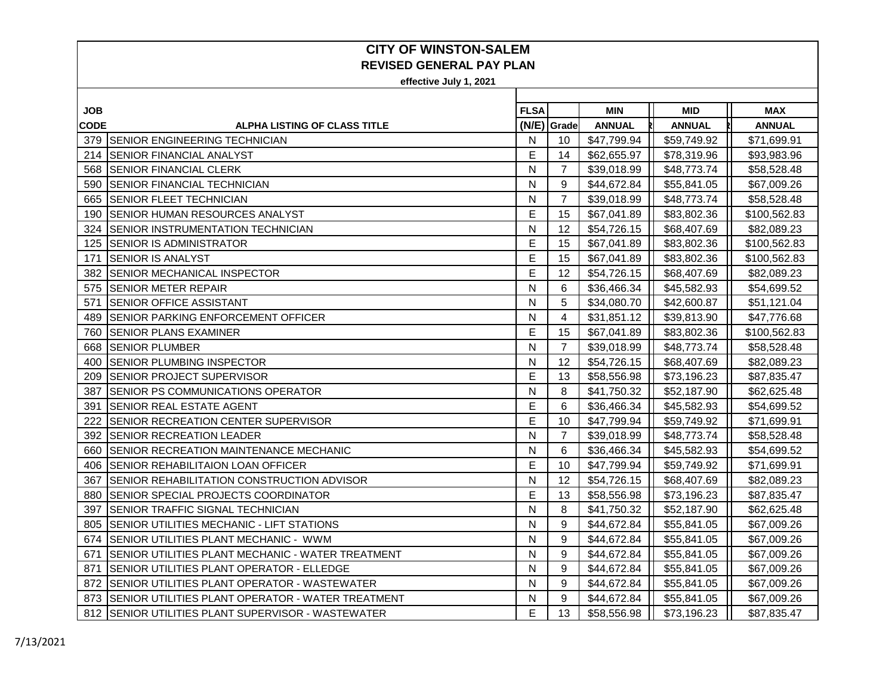# CITY OF WINSTON-SALEM
## REVISED GENERAL PAY PLAN
**effective July 1, 2021**

| JOB CODE | ALPHA LISTING OF CLASS TITLE | FLSA (N/E) | Grade | MIN ANNUAL | MID ANNUAL | MAX ANNUAL |
|---|---|---|---|---|---|---|
| 379 | SENIOR ENGINEERING TECHNICIAN | N | 10 | $47,799.94 | $59,749.92 | $71,699.91 |
| 214 | SENIOR FINANCIAL ANALYST | E | 14 | $62,655.97 | $78,319.96 | $93,983.96 |
| 568 | SENIOR FINANCIAL CLERK | N | 7 | $39,018.99 | $48,773.74 | $58,528.48 |
| 590 | SENIOR FINANCIAL TECHNICIAN | N | 9 | $44,672.84 | $55,841.05 | $67,009.26 |
| 665 | SENIOR FLEET TECHNICIAN | N | 7 | $39,018.99 | $48,773.74 | $58,528.48 |
| 190 | SENIOR HUMAN RESOURCES ANALYST | E | 15 | $67,041.89 | $83,802.36 | $100,562.83 |
| 324 | SENIOR INSTRUMENTATION TECHNICIAN | N | 12 | $54,726.15 | $68,407.69 | $82,089.23 |
| 125 | SENIOR IS ADMINISTRATOR | E | 15 | $67,041.89 | $83,802.36 | $100,562.83 |
| 171 | SENIOR IS ANALYST | E | 15 | $67,041.89 | $83,802.36 | $100,562.83 |
| 382 | SENIOR MECHANICAL INSPECTOR | E | 12 | $54,726.15 | $68,407.69 | $82,089.23 |
| 575 | SENIOR METER REPAIR | N | 6 | $36,466.34 | $45,582.93 | $54,699.52 |
| 571 | SENIOR OFFICE ASSISTANT | N | 5 | $34,080.70 | $42,600.87 | $51,121.04 |
| 489 | SENIOR PARKING ENFORCEMENT OFFICER | N | 4 | $31,851.12 | $39,813.90 | $47,776.68 |
| 760 | SENIOR PLANS EXAMINER | E | 15 | $67,041.89 | $83,802.36 | $100,562.83 |
| 668 | SENIOR PLUMBER | N | 7 | $39,018.99 | $48,773.74 | $58,528.48 |
| 400 | SENIOR PLUMBING INSPECTOR | N | 12 | $54,726.15 | $68,407.69 | $82,089.23 |
| 209 | SENIOR PROJECT SUPERVISOR | E | 13 | $58,556.98 | $73,196.23 | $87,835.47 |
| 387 | SENIOR PS COMMUNICATIONS OPERATOR | N | 8 | $41,750.32 | $52,187.90 | $62,625.48 |
| 391 | SENIOR REAL ESTATE AGENT | E | 6 | $36,466.34 | $45,582.93 | $54,699.52 |
| 222 | SENIOR RECREATION CENTER SUPERVISOR | E | 10 | $47,799.94 | $59,749.92 | $71,699.91 |
| 392 | SENIOR RECREATION LEADER | N | 7 | $39,018.99 | $48,773.74 | $58,528.48 |
| 660 | SENIOR RECREATION MAINTENANCE MECHANIC | N | 6 | $36,466.34 | $45,582.93 | $54,699.52 |
| 406 | SENIOR REHABILITAION LOAN OFFICER | E | 10 | $47,799.94 | $59,749.92 | $71,699.91 |
| 367 | SENIOR REHABILITATION CONSTRUCTION ADVISOR | N | 12 | $54,726.15 | $68,407.69 | $82,089.23 |
| 880 | SENIOR SPECIAL PROJECTS COORDINATOR | E | 13 | $58,556.98 | $73,196.23 | $87,835.47 |
| 397 | SENIOR TRAFFIC SIGNAL TECHNICIAN | N | 8 | $41,750.32 | $52,187.90 | $62,625.48 |
| 805 | SENIOR UTILITIES MECHANIC - LIFT STATIONS | N | 9 | $44,672.84 | $55,841.05 | $67,009.26 |
| 674 | SENIOR UTILITIES PLANT MECHANIC - WWM | N | 9 | $44,672.84 | $55,841.05 | $67,009.26 |
| 671 | SENIOR UTILITIES PLANT MECHANIC - WATER TREATMENT | N | 9 | $44,672.84 | $55,841.05 | $67,009.26 |
| 871 | SENIOR UTILITIES PLANT OPERATOR - ELLEDGE | N | 9 | $44,672.84 | $55,841.05 | $67,009.26 |
| 872 | SENIOR UTILITIES PLANT OPERATOR - WASTEWATER | N | 9 | $44,672.84 | $55,841.05 | $67,009.26 |
| 873 | SENIOR UTILITIES PLANT OPERATOR - WATER TREATMENT | N | 9 | $44,672.84 | $55,841.05 | $67,009.26 |
| 812 | SENIOR UTILITIES PLANT SUPERVISOR - WASTEWATER | E | 13 | $58,556.98 | $73,196.23 | $87,835.47 |

7/13/2021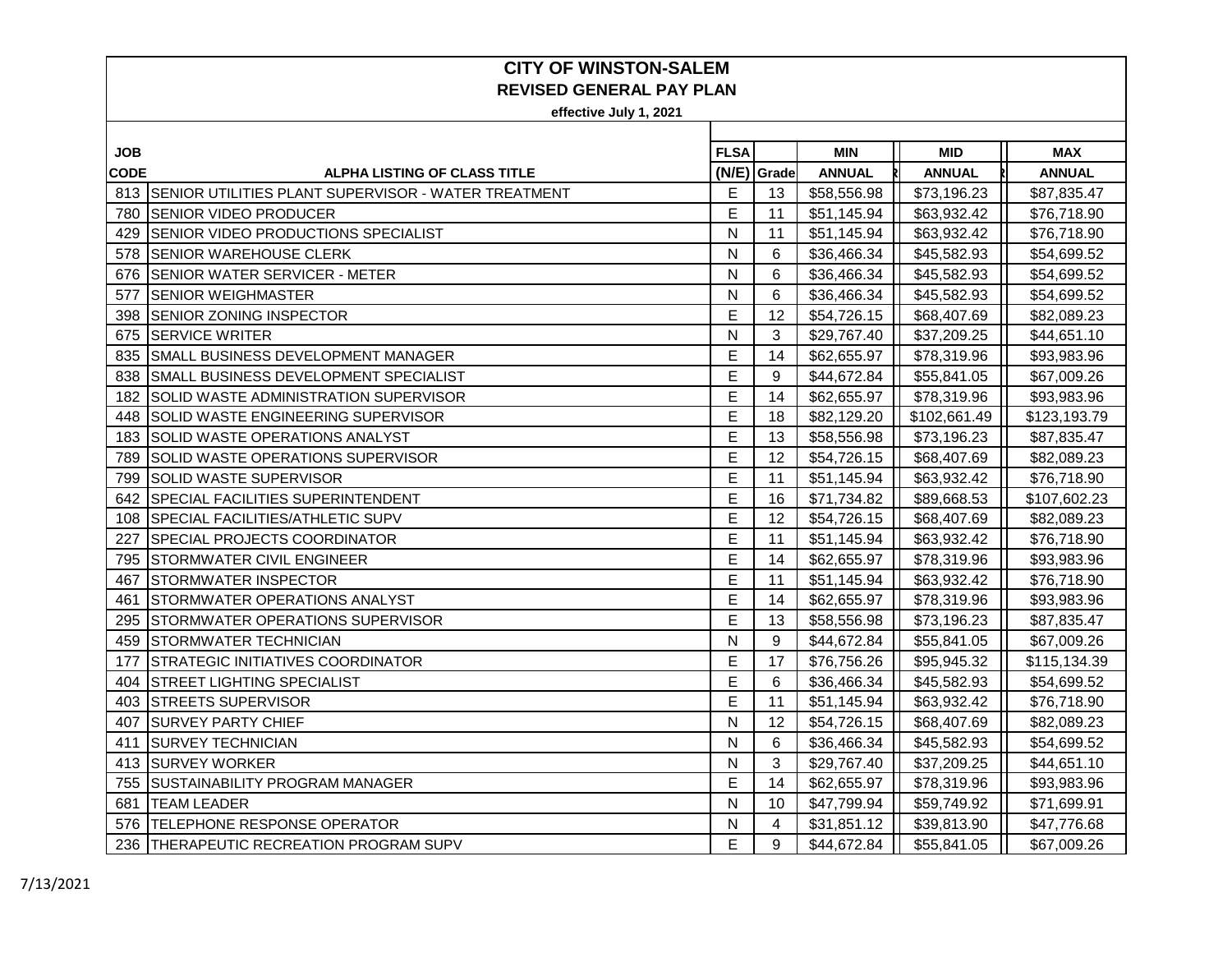# CITY OF WINSTON-SALEM

## REVISED GENERAL PAY PLAN

**effective July 1, 2021**

| JOB CODE | ALPHA LISTING OF CLASS TITLE | FLSA (N/E) | Grade | MIN ANNUAL | MID ANNUAL | MAX ANNUAL |
|---|---|---|---|---|---|---|
| 813 | SENIOR UTILITIES PLANT SUPERVISOR - WATER TREATMENT | E | 13 | $58,556.98 | $73,196.23 | $87,835.47 |
| 780 | SENIOR VIDEO PRODUCER | E | 11 | $51,145.94 | $63,932.42 | $76,718.90 |
| 429 | SENIOR VIDEO PRODUCTIONS SPECIALIST | N | 11 | $51,145.94 | $63,932.42 | $76,718.90 |
| 578 | SENIOR WAREHOUSE CLERK | N | 6 | $36,466.34 | $45,582.93 | $54,699.52 |
| 676 | SENIOR WATER SERVICER - METER | N | 6 | $36,466.34 | $45,582.93 | $54,699.52 |
| 577 | SENIOR WEIGHMASTER | N | 6 | $36,466.34 | $45,582.93 | $54,699.52 |
| 398 | SENIOR ZONING INSPECTOR | E | 12 | $54,726.15 | $68,407.69 | $82,089.23 |
| 675 | SERVICE WRITER | N | 3 | $29,767.40 | $37,209.25 | $44,651.10 |
| 835 | SMALL BUSINESS DEVELOPMENT MANAGER | E | 14 | $62,655.97 | $78,319.96 | $93,983.96 |
| 838 | SMALL BUSINESS DEVELOPMENT SPECIALIST | E | 9 | $44,672.84 | $55,841.05 | $67,009.26 |
| 182 | SOLID WASTE ADMINISTRATION SUPERVISOR | E | 14 | $62,655.97 | $78,319.96 | $93,983.96 |
| 448 | SOLID WASTE ENGINEERING SUPERVISOR | E | 18 | $82,129.20 | $102,661.49 | $123,193.79 |
| 183 | SOLID WASTE OPERATIONS ANALYST | E | 13 | $58,556.98 | $73,196.23 | $87,835.47 |
| 789 | SOLID WASTE OPERATIONS SUPERVISOR | E | 12 | $54,726.15 | $68,407.69 | $82,089.23 |
| 799 | SOLID WASTE SUPERVISOR | E | 11 | $51,145.94 | $63,932.42 | $76,718.90 |
| 642 | SPECIAL FACILITIES SUPERINTENDENT | E | 16 | $71,734.82 | $89,668.53 | $107,602.23 |
| 108 | SPECIAL FACILITIES/ATHLETIC SUPV | E | 12 | $54,726.15 | $68,407.69 | $82,089.23 |
| 227 | SPECIAL PROJECTS COORDINATOR | E | 11 | $51,145.94 | $63,932.42 | $76,718.90 |
| 795 | STORMWATER CIVIL ENGINEER | E | 14 | $62,655.97 | $78,319.96 | $93,983.96 |
| 467 | STORMWATER INSPECTOR | E | 11 | $51,145.94 | $63,932.42 | $76,718.90 |
| 461 | STORMWATER OPERATIONS ANALYST | E | 14 | $62,655.97 | $78,319.96 | $93,983.96 |
| 295 | STORMWATER OPERATIONS SUPERVISOR | E | 13 | $58,556.98 | $73,196.23 | $87,835.47 |
| 459 | STORMWATER TECHNICIAN | N | 9 | $44,672.84 | $55,841.05 | $67,009.26 |
| 177 | STRATEGIC INITIATIVES COORDINATOR | E | 17 | $76,756.26 | $95,945.32 | $115,134.39 |
| 404 | STREET LIGHTING SPECIALIST | E | 6 | $36,466.34 | $45,582.93 | $54,699.52 |
| 403 | STREETS SUPERVISOR | E | 11 | $51,145.94 | $63,932.42 | $76,718.90 |
| 407 | SURVEY PARTY CHIEF | N | 12 | $54,726.15 | $68,407.69 | $82,089.23 |
| 411 | SURVEY TECHNICIAN | N | 6 | $36,466.34 | $45,582.93 | $54,699.52 |
| 413 | SURVEY WORKER | N | 3 | $29,767.40 | $37,209.25 | $44,651.10 |
| 755 | SUSTAINABILITY PROGRAM MANAGER | E | 14 | $62,655.97 | $78,319.96 | $93,983.96 |
| 681 | TEAM LEADER | N | 10 | $47,799.94 | $59,749.92 | $71,699.91 |
| 576 | TELEPHONE RESPONSE OPERATOR | N | 4 | $31,851.12 | $39,813.90 | $47,776.68 |
| 236 | THERAPEUTIC RECREATION PROGRAM SUPV | E | 9 | $44,672.84 | $55,841.05 | $67,009.26 |

7/13/2021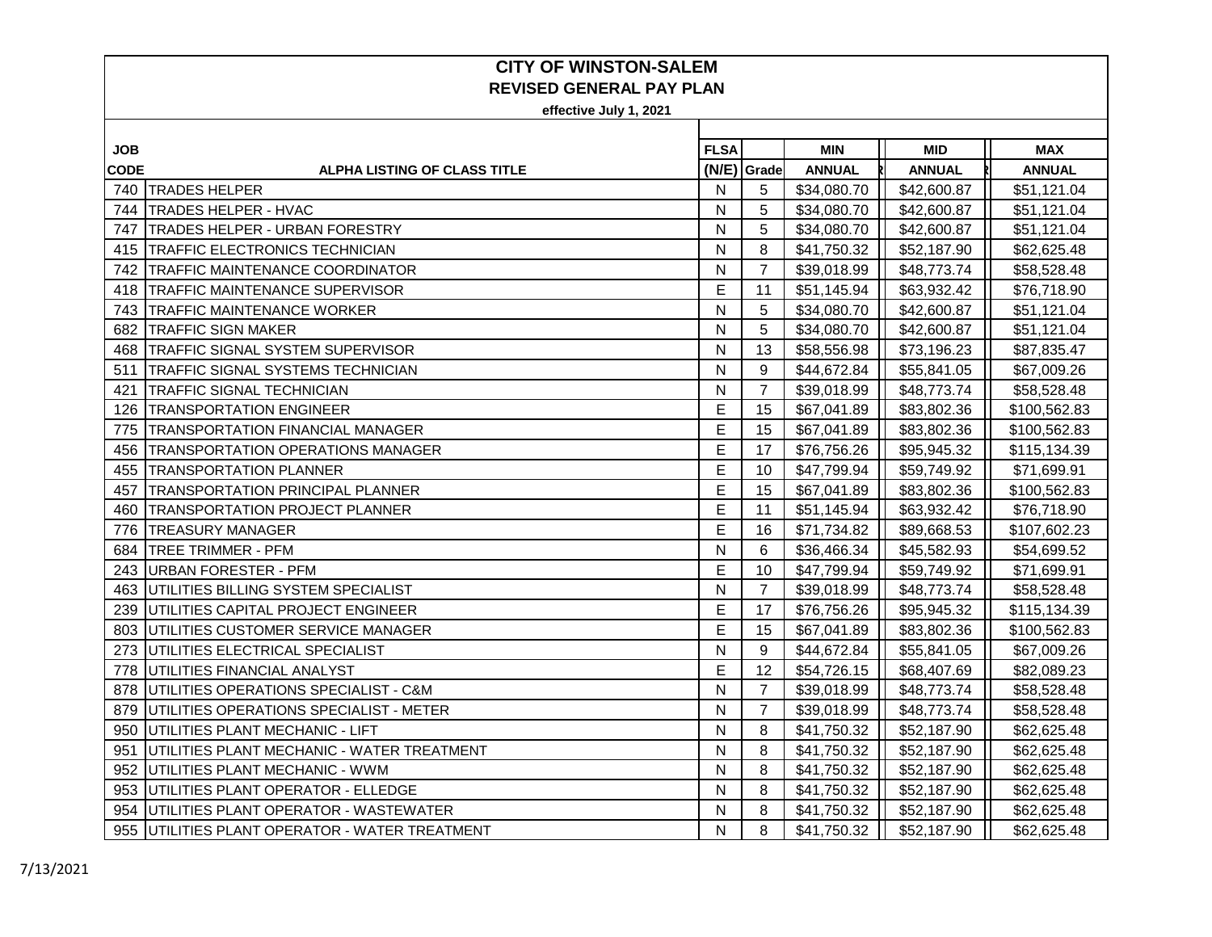# CITY OF WINSTON-SALEM

## REVISED GENERAL PAY PLAN

effective July 1, 2021

| JOB CODE | ALPHA LISTING OF CLASS TITLE | FLSA (N/E) | Grade | MIN ANNUAL | MID ANNUAL | MAX ANNUAL |
|---|---|---|---|---|---|---|
| 740 | TRADES HELPER | N | 5 | $34,080.70 | $42,600.87 | $51,121.04 |
| 744 | TRADES HELPER - HVAC | N | 5 | $34,080.70 | $42,600.87 | $51,121.04 |
| 747 | TRADES HELPER - URBAN FORESTRY | N | 5 | $34,080.70 | $42,600.87 | $51,121.04 |
| 415 | TRAFFIC ELECTRONICS TECHNICIAN | N | 8 | $41,750.32 | $52,187.90 | $62,625.48 |
| 742 | TRAFFIC MAINTENANCE COORDINATOR | N | 7 | $39,018.99 | $48,773.74 | $58,528.48 |
| 418 | TRAFFIC MAINTENANCE SUPERVISOR | E | 11 | $51,145.94 | $63,932.42 | $76,718.90 |
| 743 | TRAFFIC MAINTENANCE WORKER | N | 5 | $34,080.70 | $42,600.87 | $51,121.04 |
| 682 | TRAFFIC SIGN MAKER | N | 5 | $34,080.70 | $42,600.87 | $51,121.04 |
| 468 | TRAFFIC SIGNAL SYSTEM SUPERVISOR | N | 13 | $58,556.98 | $73,196.23 | $87,835.47 |
| 511 | TRAFFIC SIGNAL SYSTEMS TECHNICIAN | N | 9 | $44,672.84 | $55,841.05 | $67,009.26 |
| 421 | TRAFFIC SIGNAL TECHNICIAN | N | 7 | $39,018.99 | $48,773.74 | $58,528.48 |
| 126 | TRANSPORTATION ENGINEER | E | 15 | $67,041.89 | $83,802.36 | $100,562.83 |
| 775 | TRANSPORTATION FINANCIAL MANAGER | E | 15 | $67,041.89 | $83,802.36 | $100,562.83 |
| 456 | TRANSPORTATION OPERATIONS MANAGER | E | 17 | $76,756.26 | $95,945.32 | $115,134.39 |
| 455 | TRANSPORTATION PLANNER | E | 10 | $47,799.94 | $59,749.92 | $71,699.91 |
| 457 | TRANSPORTATION PRINCIPAL PLANNER | E | 15 | $67,041.89 | $83,802.36 | $100,562.83 |
| 460 | TRANSPORTATION PROJECT PLANNER | E | 11 | $51,145.94 | $63,932.42 | $76,718.90 |
| 776 | TREASURY MANAGER | E | 16 | $71,734.82 | $89,668.53 | $107,602.23 |
| 684 | TREE TRIMMER - PFM | N | 6 | $36,466.34 | $45,582.93 | $54,699.52 |
| 243 | URBAN FORESTER - PFM | E | 10 | $47,799.94 | $59,749.92 | $71,699.91 |
| 463 | UTILITIES BILLING SYSTEM SPECIALIST | N | 7 | $39,018.99 | $48,773.74 | $58,528.48 |
| 239 | UTILITIES CAPITAL PROJECT ENGINEER | E | 17 | $76,756.26 | $95,945.32 | $115,134.39 |
| 803 | UTILITIES CUSTOMER SERVICE MANAGER | E | 15 | $67,041.89 | $83,802.36 | $100,562.83 |
| 273 | UTILITIES ELECTRICAL SPECIALIST | N | 9 | $44,672.84 | $55,841.05 | $67,009.26 |
| 778 | UTILITIES FINANCIAL ANALYST | E | 12 | $54,726.15 | $68,407.69 | $82,089.23 |
| 878 | UTILITIES OPERATIONS SPECIALIST - C&M | N | 7 | $39,018.99 | $48,773.74 | $58,528.48 |
| 879 | UTILITIES OPERATIONS SPECIALIST - METER | N | 7 | $39,018.99 | $48,773.74 | $58,528.48 |
| 950 | UTILITIES PLANT MECHANIC - LIFT | N | 8 | $41,750.32 | $52,187.90 | $62,625.48 |
| 951 | UTILITIES PLANT MECHANIC - WATER TREATMENT | N | 8 | $41,750.32 | $52,187.90 | $62,625.48 |
| 952 | UTILITIES PLANT MECHANIC - WWM | N | 8 | $41,750.32 | $52,187.90 | $62,625.48 |
| 953 | UTILITIES PLANT OPERATOR - ELLEDGE | N | 8 | $41,750.32 | $52,187.90 | $62,625.48 |
| 954 | UTILITIES PLANT OPERATOR - WASTEWATER | N | 8 | $41,750.32 | $52,187.90 | $62,625.48 |
| 955 | UTILITIES PLANT OPERATOR - WATER TREATMENT | N | 8 | $41,750.32 | $52,187.90 | $62,625.48 |

7/13/2021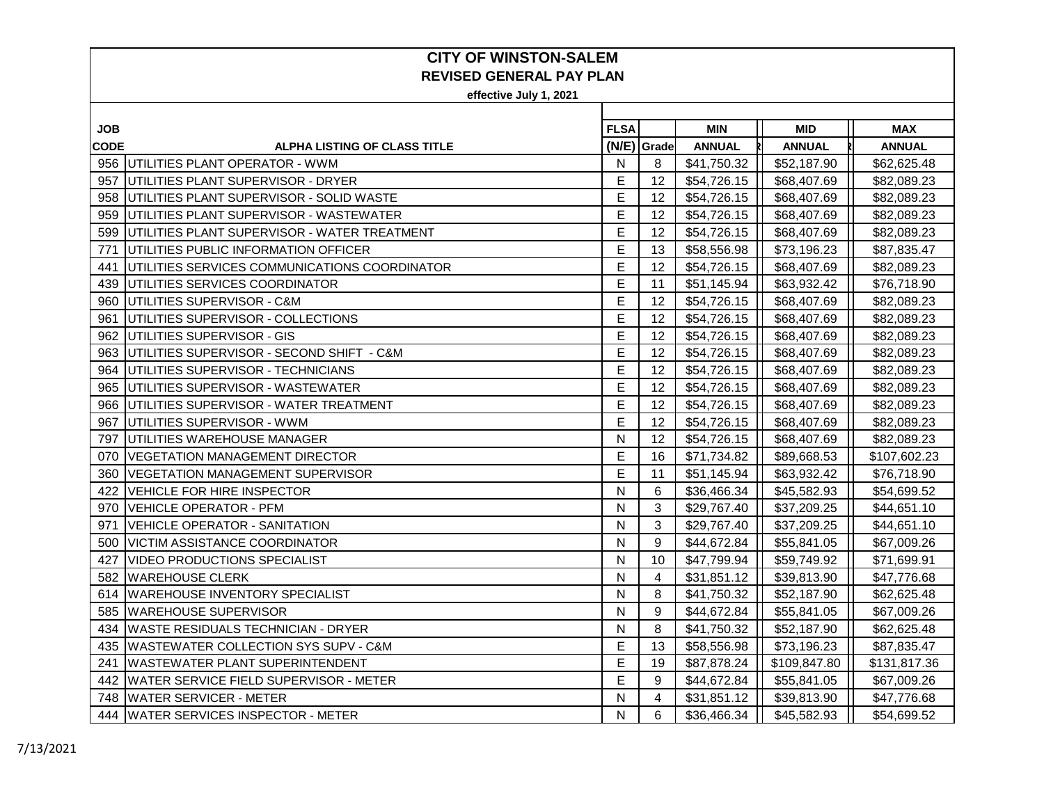# CITY OF WINSTON-SALEM

## REVISED GENERAL PAY PLAN

**effective July 1, 2021**

| JOB CODE | ALPHA LISTING OF CLASS TITLE | FLSA (N/E) | Grade | MIN ANNUAL | MID ANNUAL | MAX ANNUAL |
|---|---|---|---|---|---|---|
| 956 | UTILITIES PLANT OPERATOR - WWM | N | 8 | $41,750.32 | $52,187.90 | $62,625.48 |
| 957 | UTILITIES PLANT SUPERVISOR - DRYER | E | 12 | $54,726.15 | $68,407.69 | $82,089.23 |
| 958 | UTILITIES PLANT SUPERVISOR - SOLID WASTE | E | 12 | $54,726.15 | $68,407.69 | $82,089.23 |
| 959 | UTILITIES PLANT SUPERVISOR - WASTEWATER | E | 12 | $54,726.15 | $68,407.69 | $82,089.23 |
| 599 | UTILITIES PLANT SUPERVISOR - WATER TREATMENT | E | 12 | $54,726.15 | $68,407.69 | $82,089.23 |
| 771 | UTILITIES PUBLIC INFORMATION OFFICER | E | 13 | $58,556.98 | $73,196.23 | $87,835.47 |
| 441 | UTILITIES SERVICES COMMUNICATIONS COORDINATOR | E | 12 | $54,726.15 | $68,407.69 | $82,089.23 |
| 439 | UTILITIES SERVICES COORDINATOR | E | 11 | $51,145.94 | $63,932.42 | $76,718.90 |
| 960 | UTILITIES SUPERVISOR - C&M | E | 12 | $54,726.15 | $68,407.69 | $82,089.23 |
| 961 | UTILITIES SUPERVISOR - COLLECTIONS | E | 12 | $54,726.15 | $68,407.69 | $82,089.23 |
| 962 | UTILITIES SUPERVISOR - GIS | E | 12 | $54,726.15 | $68,407.69 | $82,089.23 |
| 963 | UTILITIES SUPERVISOR - SECOND SHIFT - C&M | E | 12 | $54,726.15 | $68,407.69 | $82,089.23 |
| 964 | UTILITIES SUPERVISOR - TECHNICIANS | E | 12 | $54,726.15 | $68,407.69 | $82,089.23 |
| 965 | UTILITIES SUPERVISOR - WASTEWATER | E | 12 | $54,726.15 | $68,407.69 | $82,089.23 |
| 966 | UTILITIES SUPERVISOR - WATER TREATMENT | E | 12 | $54,726.15 | $68,407.69 | $82,089.23 |
| 967 | UTILITIES SUPERVISOR - WWM | E | 12 | $54,726.15 | $68,407.69 | $82,089.23 |
| 797 | UTILITIES WAREHOUSE MANAGER | N | 12 | $54,726.15 | $68,407.69 | $82,089.23 |
| 070 | VEGETATION MANAGEMENT DIRECTOR | E | 16 | $71,734.82 | $89,668.53 | $107,602.23 |
| 360 | VEGETATION MANAGEMENT SUPERVISOR | E | 11 | $51,145.94 | $63,932.42 | $76,718.90 |
| 422 | VEHICLE FOR HIRE INSPECTOR | N | 6 | $36,466.34 | $45,582.93 | $54,699.52 |
| 970 | VEHICLE OPERATOR - PFM | N | 3 | $29,767.40 | $37,209.25 | $44,651.10 |
| 971 | VEHICLE OPERATOR - SANITATION | N | 3 | $29,767.40 | $37,209.25 | $44,651.10 |
| 500 | VICTIM ASSISTANCE COORDINATOR | N | 9 | $44,672.84 | $55,841.05 | $67,009.26 |
| 427 | VIDEO PRODUCTIONS SPECIALIST | N | 10 | $47,799.94 | $59,749.92 | $71,699.91 |
| 582 | WAREHOUSE CLERK | N | 4 | $31,851.12 | $39,813.90 | $47,776.68 |
| 614 | WAREHOUSE INVENTORY SPECIALIST | N | 8 | $41,750.32 | $52,187.90 | $62,625.48 |
| 585 | WAREHOUSE SUPERVISOR | N | 9 | $44,672.84 | $55,841.05 | $67,009.26 |
| 434 | WASTE RESIDUALS TECHNICIAN - DRYER | N | 8 | $41,750.32 | $52,187.90 | $62,625.48 |
| 435 | WASTEWATER COLLECTION SYS SUPV - C&M | E | 13 | $58,556.98 | $73,196.23 | $87,835.47 |
| 241 | WASTEWATER PLANT SUPERINTENDENT | E | 19 | $87,878.24 | $109,847.80 | $131,817.36 |
| 442 | WATER SERVICE FIELD SUPERVISOR - METER | E | 9 | $44,672.84 | $55,841.05 | $67,009.26 |
| 748 | WATER SERVICER - METER | N | 4 | $31,851.12 | $39,813.90 | $47,776.68 |
| 444 | WATER SERVICES INSPECTOR - METER | N | 6 | $36,466.34 | $45,582.93 | $54,699.52 |

7/13/2021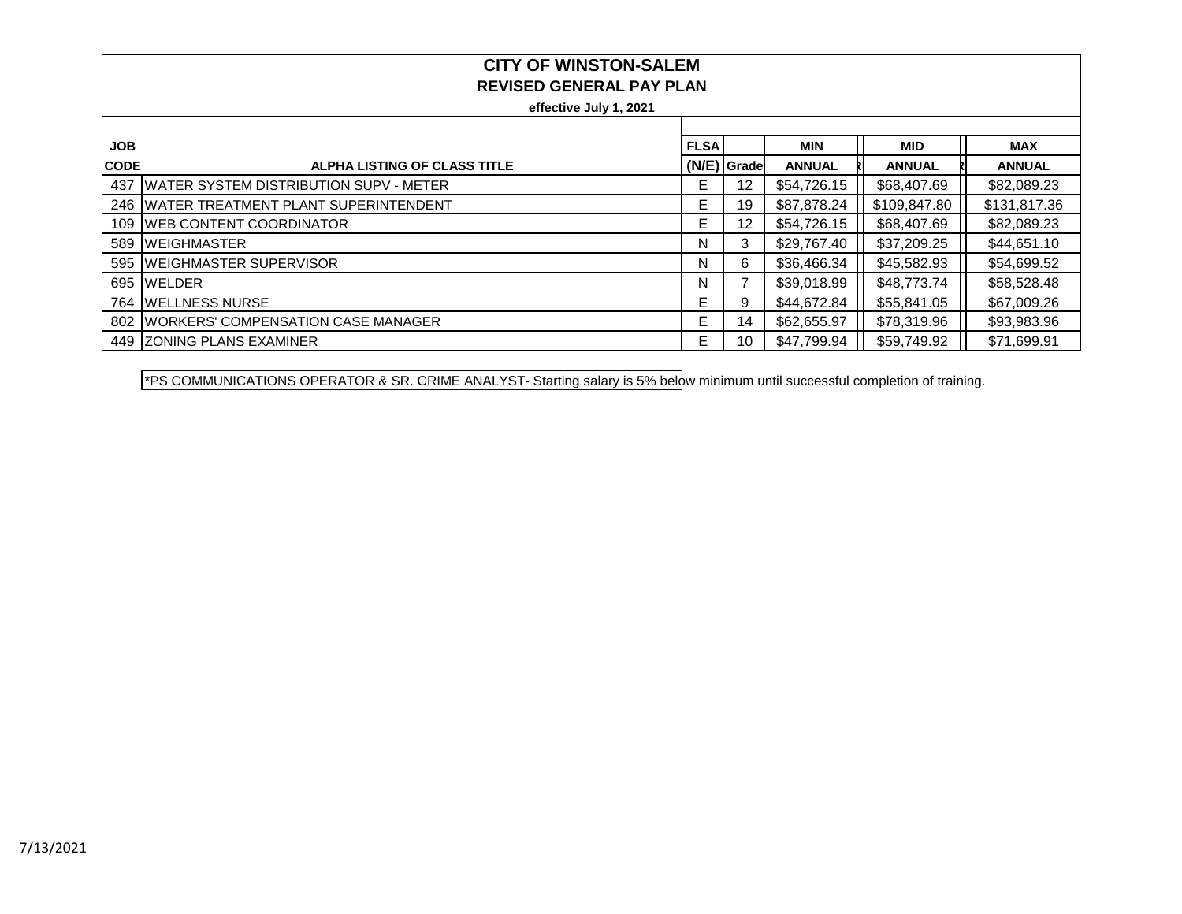# CITY OF WINSTON-SALEM

## REVISED GENERAL PAY PLAN

**effective July 1, 2021**

| JOB CODE | ALPHA LISTING OF CLASS TITLE | FLSA (N/E) | Grade | MIN ANNUAL | MID ANNUAL | MAX ANNUAL |
|---|---|---|---|---|---|---|
| 437 | WATER SYSTEM DISTRIBUTION SUPV - METER | E | 12 | $54,726.15 | $68,407.69 | $82,089.23 |
| 246 | WATER TREATMENT PLANT SUPERINTENDENT | E | 19 | $87,878.24 | $109,847.80 | $131,817.36 |
| 109 | WEB CONTENT COORDINATOR | E | 12 | $54,726.15 | $68,407.69 | $82,089.23 |
| 589 | WEIGHMASTER | N | 3 | $29,767.40 | $37,209.25 | $44,651.10 |
| 595 | WEIGHMASTER SUPERVISOR | N | 6 | $36,466.34 | $45,582.93 | $54,699.52 |
| 695 | WELDER | N | 7 | $39,018.99 | $48,773.74 | $58,528.48 |
| 764 | WELLNESS NURSE | E | 9 | $44,672.84 | $55,841.05 | $67,009.26 |
| 802 | WORKERS' COMPENSATION CASE MANAGER | E | 14 | $62,655.97 | $78,319.96 | $93,983.96 |
| 449 | ZONING PLANS EXAMINER | E | 10 | $47,799.94 | $59,749.92 | $71,699.91 |

*PS COMMUNICATIONS OPERATOR & SR. CRIME ANALYST- Starting salary is 5% below minimum until successful completion of training.

7/13/2021